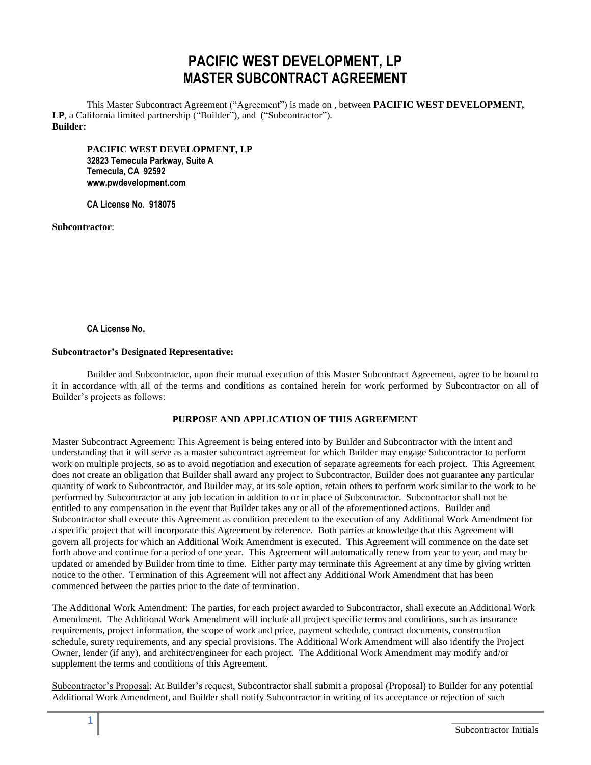# PACIFIC WEST DEVELOPMENT, LP
## MASTER SUBCONTRACT AGREEMENT

This Master Subcontract Agreement ("Agreement") is made on , between **PACIFIC WEST DEVELOPMENT, LP**, a California limited partnership ("Builder"), and ("Subcontractor").

**Builder:**

**PACIFIC WEST DEVELOPMENT, LP**
**32823 Temecula Parkway, Suite A**
**Temecula, CA 92592**
**www.pwdevelopment.com**

**CA License No. 918075**

**Subcontractor**:

**CA License No.**

**Subcontractor's Designated Representative:**

Builder and Subcontractor, upon their mutual execution of this Master Subcontract Agreement, agree to be bound to it in accordance with all of the terms and conditions as contained herein for work performed by Subcontractor on all of Builder's projects as follows:

**PURPOSE AND APPLICATION OF THIS AGREEMENT**

Master Subcontract Agreement: This Agreement is being entered into by Builder and Subcontractor with the intent and understanding that it will serve as a master subcontract agreement for which Builder may engage Subcontractor to perform work on multiple projects, so as to avoid negotiation and execution of separate agreements for each project. This Agreement does not create an obligation that Builder shall award any project to Subcontractor, Builder does not guarantee any particular quantity of work to Subcontractor, and Builder may, at its sole option, retain others to perform work similar to the work to be performed by Subcontractor at any job location in addition to or in place of Subcontractor. Subcontractor shall not be entitled to any compensation in the event that Builder takes any or all of the aforementioned actions. Builder and Subcontractor shall execute this Agreement as condition precedent to the execution of any Additional Work Amendment for a specific project that will incorporate this Agreement by reference. Both parties acknowledge that this Agreement will govern all projects for which an Additional Work Amendment is executed. This Agreement will commence on the date set forth above and continue for a period of one year. This Agreement will automatically renew from year to year, and may be updated or amended by Builder from time to time. Either party may terminate this Agreement at any time by giving written notice to the other. Termination of this Agreement will not affect any Additional Work Amendment that has been commenced between the parties prior to the date of termination.

The Additional Work Amendment: The parties, for each project awarded to Subcontractor, shall execute an Additional Work Amendment. The Additional Work Amendment will include all project specific terms and conditions, such as insurance requirements, project information, the scope of work and price, payment schedule, contract documents, construction schedule, surety requirements, and any special provisions. The Additional Work Amendment will also identify the Project Owner, lender (if any), and architect/engineer for each project. The Additional Work Amendment may modify and/or supplement the terms and conditions of this Agreement.

Subcontractor's Proposal: At Builder's request, Subcontractor shall submit a proposal (Proposal) to Builder for any potential Additional Work Amendment, and Builder shall notify Subcontractor in writing of its acceptance or rejection of such

\_\_\_\_\_\_\_\_\_\_\_\_\_\_\_
Subcontractor Initials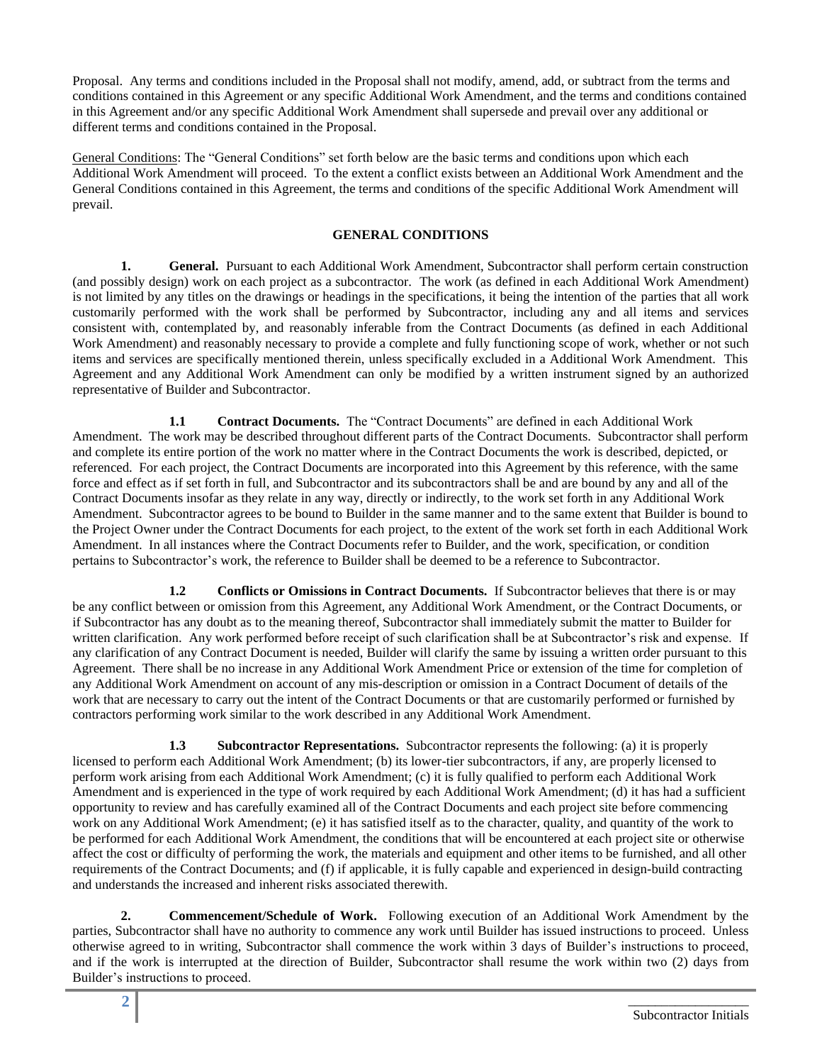Proposal. Any terms and conditions included in the Proposal shall not modify, amend, add, or subtract from the terms and conditions contained in this Agreement or any specific Additional Work Amendment, and the terms and conditions contained in this Agreement and/or any specific Additional Work Amendment shall supersede and prevail over any additional or different terms and conditions contained in the Proposal.

General Conditions: The "General Conditions" set forth below are the basic terms and conditions upon which each Additional Work Amendment will proceed. To the extent a conflict exists between an Additional Work Amendment and the General Conditions contained in this Agreement, the terms and conditions of the specific Additional Work Amendment will prevail.

## GENERAL CONDITIONS

**1. General.** Pursuant to each Additional Work Amendment, Subcontractor shall perform certain construction (and possibly design) work on each project as a subcontractor. The work (as defined in each Additional Work Amendment) is not limited by any titles on the drawings or headings in the specifications, it being the intention of the parties that all work customarily performed with the work shall be performed by Subcontractor, including any and all items and services consistent with, contemplated by, and reasonably inferable from the Contract Documents (as defined in each Additional Work Amendment) and reasonably necessary to provide a complete and fully functioning scope of work, whether or not such items and services are specifically mentioned therein, unless specifically excluded in a Additional Work Amendment. This Agreement and any Additional Work Amendment can only be modified by a written instrument signed by an authorized representative of Builder and Subcontractor.

**1.1 Contract Documents.** The "Contract Documents" are defined in each Additional Work Amendment. The work may be described throughout different parts of the Contract Documents. Subcontractor shall perform and complete its entire portion of the work no matter where in the Contract Documents the work is described, depicted, or referenced. For each project, the Contract Documents are incorporated into this Agreement by this reference, with the same force and effect as if set forth in full, and Subcontractor and its subcontractors shall be and are bound by any and all of the Contract Documents insofar as they relate in any way, directly or indirectly, to the work set forth in any Additional Work Amendment. Subcontractor agrees to be bound to Builder in the same manner and to the same extent that Builder is bound to the Project Owner under the Contract Documents for each project, to the extent of the work set forth in each Additional Work Amendment. In all instances where the Contract Documents refer to Builder, and the work, specification, or condition pertains to Subcontractor's work, the reference to Builder shall be deemed to be a reference to Subcontractor.

**1.2 Conflicts or Omissions in Contract Documents.** If Subcontractor believes that there is or may be any conflict between or omission from this Agreement, any Additional Work Amendment, or the Contract Documents, or if Subcontractor has any doubt as to the meaning thereof, Subcontractor shall immediately submit the matter to Builder for written clarification. Any work performed before receipt of such clarification shall be at Subcontractor's risk and expense. If any clarification of any Contract Document is needed, Builder will clarify the same by issuing a written order pursuant to this Agreement. There shall be no increase in any Additional Work Amendment Price or extension of the time for completion of any Additional Work Amendment on account of any mis-description or omission in a Contract Document of details of the work that are necessary to carry out the intent of the Contract Documents or that are customarily performed or furnished by contractors performing work similar to the work described in any Additional Work Amendment.

**1.3 Subcontractor Representations.** Subcontractor represents the following: (a) it is properly licensed to perform each Additional Work Amendment; (b) its lower-tier subcontractors, if any, are properly licensed to perform work arising from each Additional Work Amendment; (c) it is fully qualified to perform each Additional Work Amendment and is experienced in the type of work required by each Additional Work Amendment; (d) it has had a sufficient opportunity to review and has carefully examined all of the Contract Documents and each project site before commencing work on any Additional Work Amendment; (e) it has satisfied itself as to the character, quality, and quantity of the work to be performed for each Additional Work Amendment, the conditions that will be encountered at each project site or otherwise affect the cost or difficulty of performing the work, the materials and equipment and other items to be furnished, and all other requirements of the Contract Documents; and (f) if applicable, it is fully capable and experienced in design-build contracting and understands the increased and inherent risks associated therewith.

**2. Commencement/Schedule of Work.** Following execution of an Additional Work Amendment by the parties, Subcontractor shall have no authority to commence any work until Builder has issued instructions to proceed. Unless otherwise agreed to in writing, Subcontractor shall commence the work within 3 days of Builder's instructions to proceed, and if the work is interrupted at the direction of Builder, Subcontractor shall resume the work within two (2) days from Builder's instructions to proceed.

_______________
Subcontractor Initials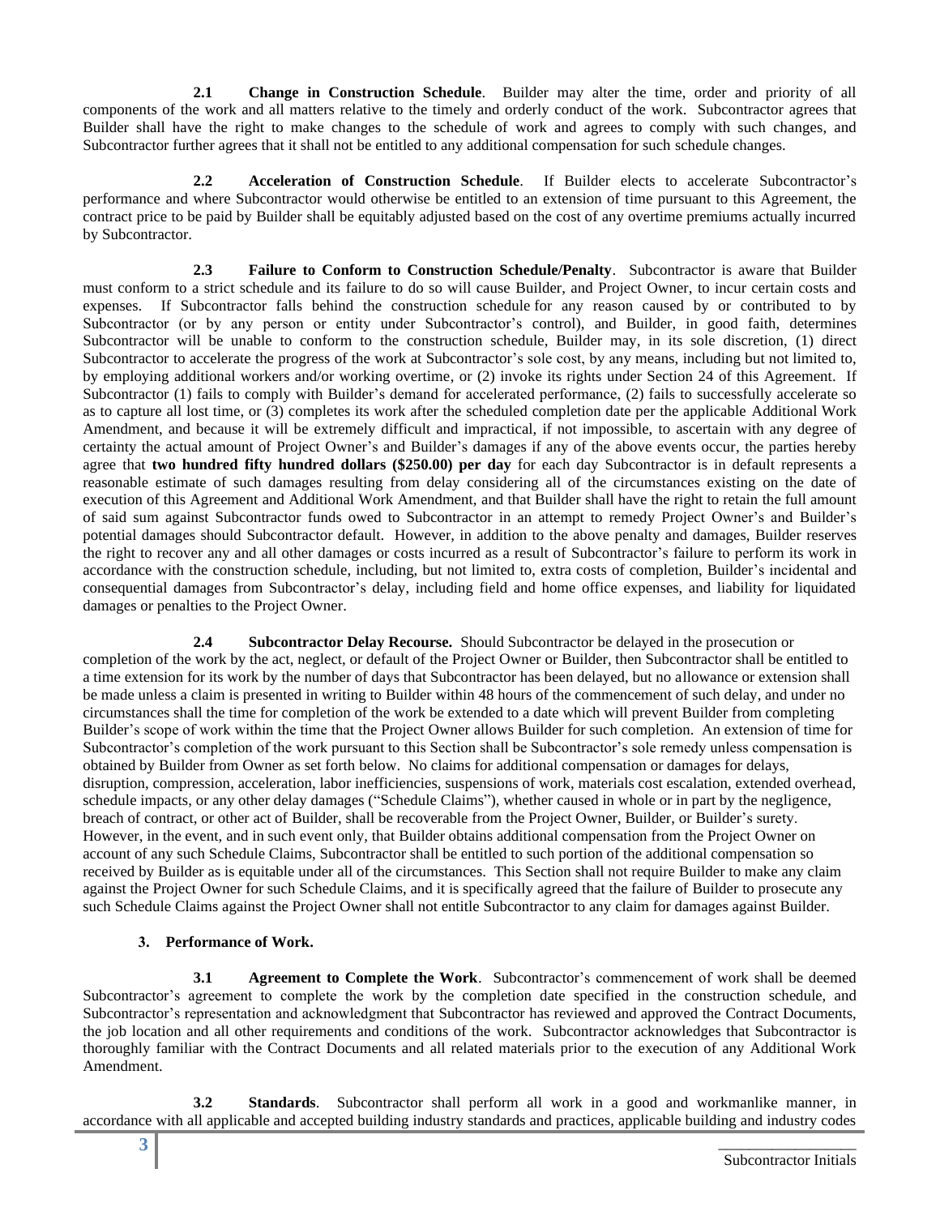**2.1 Change in Construction Schedule**. Builder may alter the time, order and priority of all components of the work and all matters relative to the timely and orderly conduct of the work. Subcontractor agrees that Builder shall have the right to make changes to the schedule of work and agrees to comply with such changes, and Subcontractor further agrees that it shall not be entitled to any additional compensation for such schedule changes.

**2.2 Acceleration of Construction Schedule**. If Builder elects to accelerate Subcontractor's performance and where Subcontractor would otherwise be entitled to an extension of time pursuant to this Agreement, the contract price to be paid by Builder shall be equitably adjusted based on the cost of any overtime premiums actually incurred by Subcontractor.

**2.3 Failure to Conform to Construction Schedule/Penalty**. Subcontractor is aware that Builder must conform to a strict schedule and its failure to do so will cause Builder, and Project Owner, to incur certain costs and expenses. If Subcontractor falls behind the construction schedule for any reason caused by or contributed to by Subcontractor (or by any person or entity under Subcontractor's control), and Builder, in good faith, determines Subcontractor will be unable to conform to the construction schedule, Builder may, in its sole discretion, (1) direct Subcontractor to accelerate the progress of the work at Subcontractor's sole cost, by any means, including but not limited to, by employing additional workers and/or working overtime, or (2) invoke its rights under Section 24 of this Agreement. If Subcontractor (1) fails to comply with Builder's demand for accelerated performance, (2) fails to successfully accelerate so as to capture all lost time, or (3) completes its work after the scheduled completion date per the applicable Additional Work Amendment, and because it will be extremely difficult and impractical, if not impossible, to ascertain with any degree of certainty the actual amount of Project Owner's and Builder's damages if any of the above events occur, the parties hereby agree that **two hundred fifty hundred dollars ($250.00) per day** for each day Subcontractor is in default represents a reasonable estimate of such damages resulting from delay considering all of the circumstances existing on the date of execution of this Agreement and Additional Work Amendment, and that Builder shall have the right to retain the full amount of said sum against Subcontractor funds owed to Subcontractor in an attempt to remedy Project Owner's and Builder's potential damages should Subcontractor default. However, in addition to the above penalty and damages, Builder reserves the right to recover any and all other damages or costs incurred as a result of Subcontractor's failure to perform its work in accordance with the construction schedule, including, but not limited to, extra costs of completion, Builder's incidental and consequential damages from Subcontractor's delay, including field and home office expenses, and liability for liquidated damages or penalties to the Project Owner.

**2.4 Subcontractor Delay Recourse.** Should Subcontractor be delayed in the prosecution or completion of the work by the act, neglect, or default of the Project Owner or Builder, then Subcontractor shall be entitled to a time extension for its work by the number of days that Subcontractor has been delayed, but no allowance or extension shall be made unless a claim is presented in writing to Builder within 48 hours of the commencement of such delay, and under no circumstances shall the time for completion of the work be extended to a date which will prevent Builder from completing Builder's scope of work within the time that the Project Owner allows Builder for such completion. An extension of time for Subcontractor's completion of the work pursuant to this Section shall be Subcontractor's sole remedy unless compensation is obtained by Builder from Owner as set forth below. No claims for additional compensation or damages for delays, disruption, compression, acceleration, labor inefficiencies, suspensions of work, materials cost escalation, extended overhead, schedule impacts, or any other delay damages ("Schedule Claims"), whether caused in whole or in part by the negligence, breach of contract, or other act of Builder, shall be recoverable from the Project Owner, Builder, or Builder's surety. However, in the event, and in such event only, that Builder obtains additional compensation from the Project Owner on account of any such Schedule Claims, Subcontractor shall be entitled to such portion of the additional compensation so received by Builder as is equitable under all of the circumstances. This Section shall not require Builder to make any claim against the Project Owner for such Schedule Claims, and it is specifically agreed that the failure of Builder to prosecute any such Schedule Claims against the Project Owner shall not entitle Subcontractor to any claim for damages against Builder.

## 3. Performance of Work.

**3.1 Agreement to Complete the Work**. Subcontractor's commencement of work shall be deemed Subcontractor's agreement to complete the work by the completion date specified in the construction schedule, and Subcontractor's representation and acknowledgment that Subcontractor has reviewed and approved the Contract Documents, the job location and all other requirements and conditions of the work. Subcontractor acknowledges that Subcontractor is thoroughly familiar with the Contract Documents and all related materials prior to the execution of any Additional Work Amendment.

**3.2 Standards**. Subcontractor shall perform all work in a good and workmanlike manner, in accordance with all applicable and accepted building industry standards and practices, applicable building and industry codes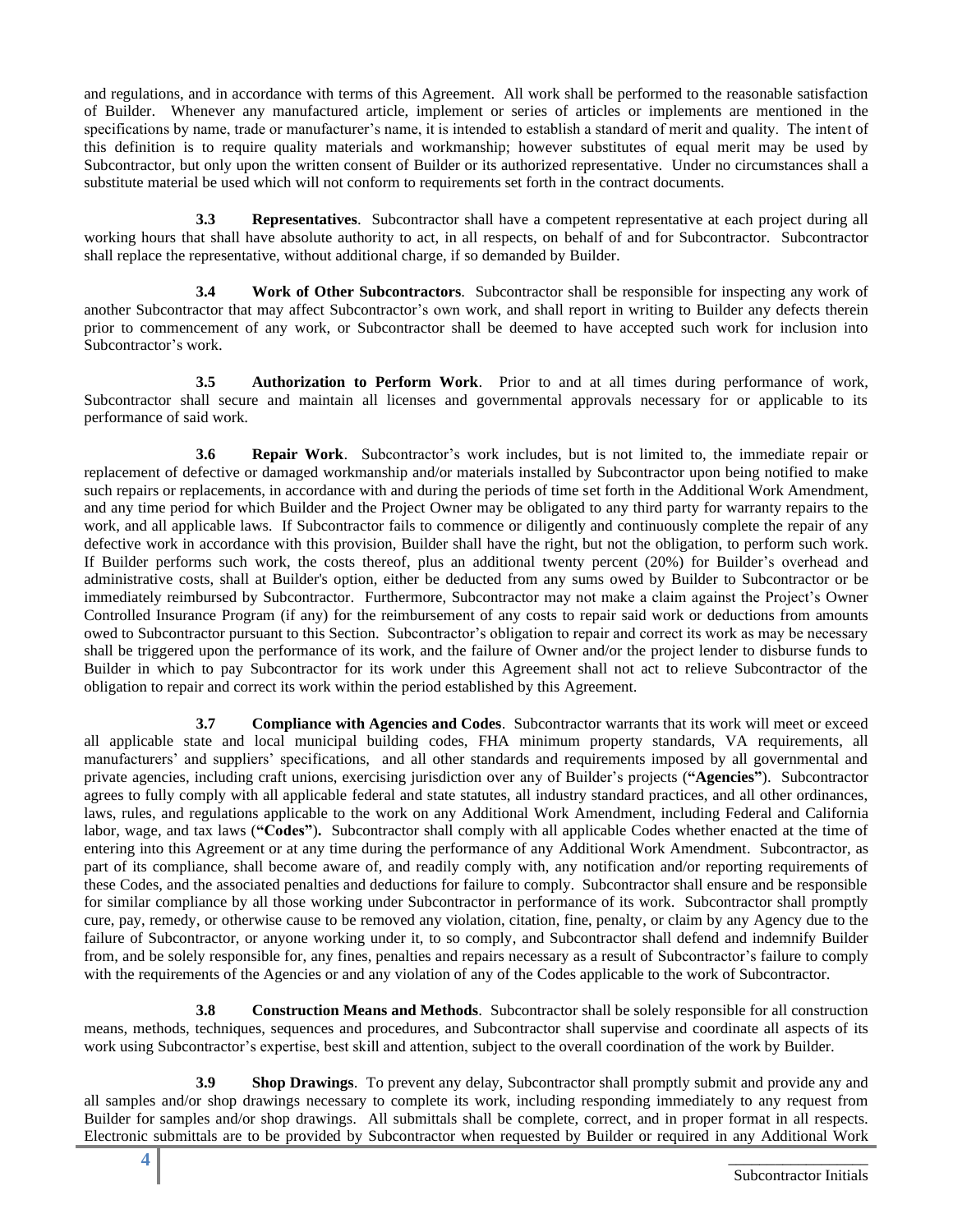and regulations, and in accordance with terms of this Agreement. All work shall be performed to the reasonable satisfaction of Builder. Whenever any manufactured article, implement or series of articles or implements are mentioned in the specifications by name, trade or manufacturer's name, it is intended to establish a standard of merit and quality. The intent of this definition is to require quality materials and workmanship; however substitutes of equal merit may be used by Subcontractor, but only upon the written consent of Builder or its authorized representative. Under no circumstances shall a substitute material be used which will not conform to requirements set forth in the contract documents.

**3.3 Representatives**. Subcontractor shall have a competent representative at each project during all working hours that shall have absolute authority to act, in all respects, on behalf of and for Subcontractor. Subcontractor shall replace the representative, without additional charge, if so demanded by Builder.

**3.4 Work of Other Subcontractors**. Subcontractor shall be responsible for inspecting any work of another Subcontractor that may affect Subcontractor's own work, and shall report in writing to Builder any defects therein prior to commencement of any work, or Subcontractor shall be deemed to have accepted such work for inclusion into Subcontractor's work.

**3.5 Authorization to Perform Work**. Prior to and at all times during performance of work, Subcontractor shall secure and maintain all licenses and governmental approvals necessary for or applicable to its performance of said work.

**3.6 Repair Work**. Subcontractor's work includes, but is not limited to, the immediate repair or replacement of defective or damaged workmanship and/or materials installed by Subcontractor upon being notified to make such repairs or replacements, in accordance with and during the periods of time set forth in the Additional Work Amendment, and any time period for which Builder and the Project Owner may be obligated to any third party for warranty repairs to the work, and all applicable laws. If Subcontractor fails to commence or diligently and continuously complete the repair of any defective work in accordance with this provision, Builder shall have the right, but not the obligation, to perform such work. If Builder performs such work, the costs thereof, plus an additional twenty percent (20%) for Builder's overhead and administrative costs, shall at Builder's option, either be deducted from any sums owed by Builder to Subcontractor or be immediately reimbursed by Subcontractor. Furthermore, Subcontractor may not make a claim against the Project's Owner Controlled Insurance Program (if any) for the reimbursement of any costs to repair said work or deductions from amounts owed to Subcontractor pursuant to this Section. Subcontractor's obligation to repair and correct its work as may be necessary shall be triggered upon the performance of its work, and the failure of Owner and/or the project lender to disburse funds to Builder in which to pay Subcontractor for its work under this Agreement shall not act to relieve Subcontractor of the obligation to repair and correct its work within the period established by this Agreement.

**3.7 Compliance with Agencies and Codes**. Subcontractor warrants that its work will meet or exceed all applicable state and local municipal building codes, FHA minimum property standards, VA requirements, all manufacturers' and suppliers' specifications, and all other standards and requirements imposed by all governmental and private agencies, including craft unions, exercising jurisdiction over any of Builder's projects (**"Agencies"**). Subcontractor agrees to fully comply with all applicable federal and state statutes, all industry standard practices, and all other ordinances, laws, rules, and regulations applicable to the work on any Additional Work Amendment, including Federal and California labor, wage, and tax laws (**"Codes"**)**.** Subcontractor shall comply with all applicable Codes whether enacted at the time of entering into this Agreement or at any time during the performance of any Additional Work Amendment. Subcontractor, as part of its compliance, shall become aware of, and readily comply with, any notification and/or reporting requirements of these Codes, and the associated penalties and deductions for failure to comply. Subcontractor shall ensure and be responsible for similar compliance by all those working under Subcontractor in performance of its work. Subcontractor shall promptly cure, pay, remedy, or otherwise cause to be removed any violation, citation, fine, penalty, or claim by any Agency due to the failure of Subcontractor, or anyone working under it, to so comply, and Subcontractor shall defend and indemnify Builder from, and be solely responsible for, any fines, penalties and repairs necessary as a result of Subcontractor's failure to comply with the requirements of the Agencies or and any violation of any of the Codes applicable to the work of Subcontractor.

**3.8 Construction Means and Methods**. Subcontractor shall be solely responsible for all construction means, methods, techniques, sequences and procedures, and Subcontractor shall supervise and coordinate all aspects of its work using Subcontractor's expertise, best skill and attention, subject to the overall coordination of the work by Builder.

**3.9 Shop Drawings**. To prevent any delay, Subcontractor shall promptly submit and provide any and all samples and/or shop drawings necessary to complete its work, including responding immediately to any request from Builder for samples and/or shop drawings. All submittals shall be complete, correct, and in proper format in all respects. Electronic submittals are to be provided by Subcontractor when requested by Builder or required in any Additional Work

\_\_\_\_\_\_\_\_\_\_\_\_\_\_\_\_\_
Subcontractor Initials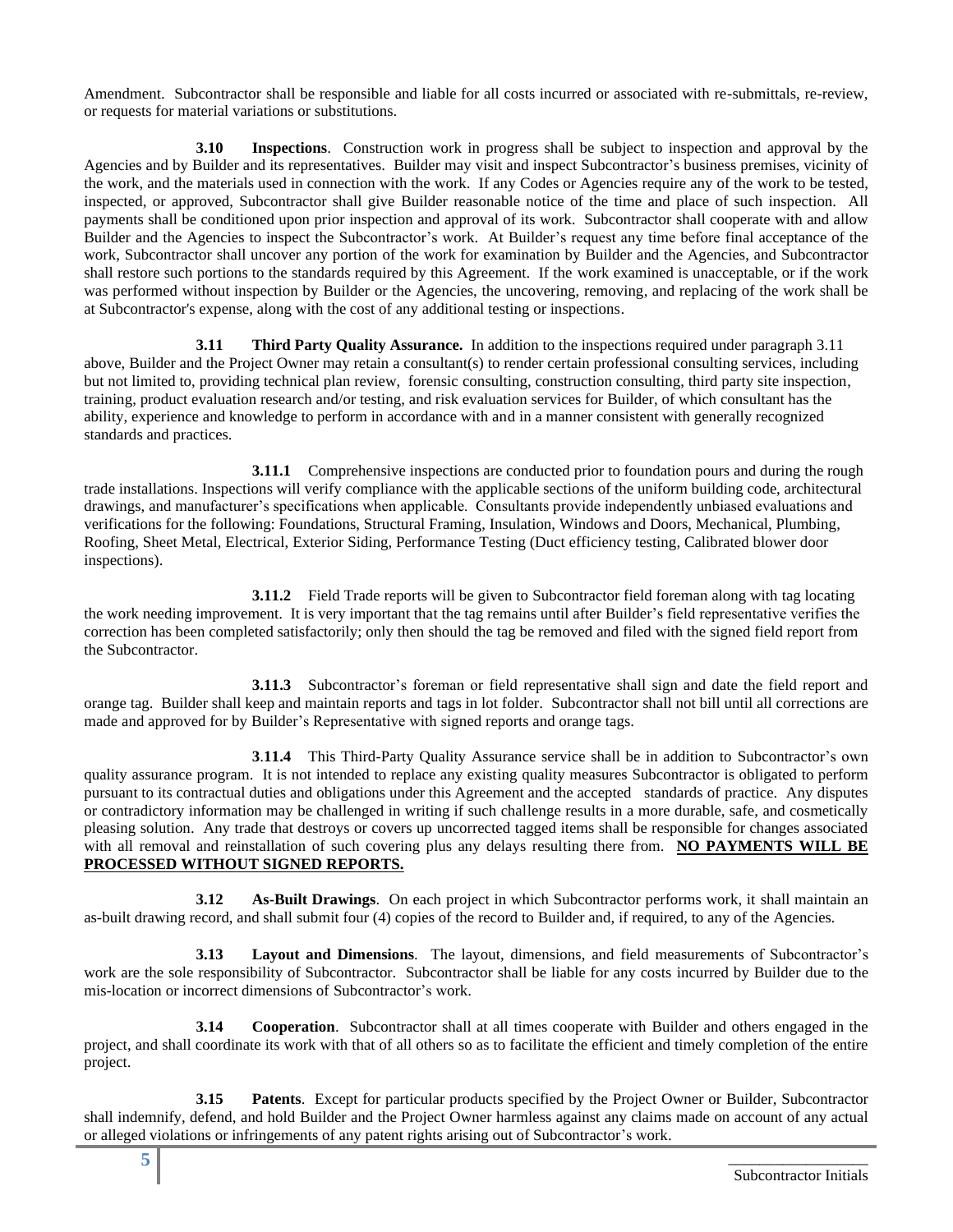Amendment. Subcontractor shall be responsible and liable for all costs incurred or associated with re-submittals, re-review, or requests for material variations or substitutions.

**3.10 Inspections**. Construction work in progress shall be subject to inspection and approval by the Agencies and by Builder and its representatives. Builder may visit and inspect Subcontractor's business premises, vicinity of the work, and the materials used in connection with the work. If any Codes or Agencies require any of the work to be tested, inspected, or approved, Subcontractor shall give Builder reasonable notice of the time and place of such inspection. All payments shall be conditioned upon prior inspection and approval of its work. Subcontractor shall cooperate with and allow Builder and the Agencies to inspect the Subcontractor's work. At Builder's request any time before final acceptance of the work, Subcontractor shall uncover any portion of the work for examination by Builder and the Agencies, and Subcontractor shall restore such portions to the standards required by this Agreement. If the work examined is unacceptable, or if the work was performed without inspection by Builder or the Agencies, the uncovering, removing, and replacing of the work shall be at Subcontractor's expense, along with the cost of any additional testing or inspections.

**3.11 Third Party Quality Assurance.** In addition to the inspections required under paragraph 3.11 above, Builder and the Project Owner may retain a consultant(s) to render certain professional consulting services, including but not limited to, providing technical plan review, forensic consulting, construction consulting, third party site inspection, training, product evaluation research and/or testing, and risk evaluation services for Builder, of which consultant has the ability, experience and knowledge to perform in accordance with and in a manner consistent with generally recognized standards and practices.

**3.11.1** Comprehensive inspections are conducted prior to foundation pours and during the rough trade installations. Inspections will verify compliance with the applicable sections of the uniform building code, architectural drawings, and manufacturer's specifications when applicable. Consultants provide independently unbiased evaluations and verifications for the following: Foundations, Structural Framing, Insulation, Windows and Doors, Mechanical, Plumbing, Roofing, Sheet Metal, Electrical, Exterior Siding, Performance Testing (Duct efficiency testing, Calibrated blower door inspections).

**3.11.2** Field Trade reports will be given to Subcontractor field foreman along with tag locating the work needing improvement. It is very important that the tag remains until after Builder's field representative verifies the correction has been completed satisfactorily; only then should the tag be removed and filed with the signed field report from the Subcontractor.

**3.11.3** Subcontractor's foreman or field representative shall sign and date the field report and orange tag. Builder shall keep and maintain reports and tags in lot folder. Subcontractor shall not bill until all corrections are made and approved for by Builder's Representative with signed reports and orange tags.

**3.11.4** This Third-Party Quality Assurance service shall be in addition to Subcontractor's own quality assurance program. It is not intended to replace any existing quality measures Subcontractor is obligated to perform pursuant to its contractual duties and obligations under this Agreement and the accepted standards of practice. Any disputes or contradictory information may be challenged in writing if such challenge results in a more durable, safe, and cosmetically pleasing solution. Any trade that destroys or covers up uncorrected tagged items shall be responsible for changes associated with all removal and reinstallation of such covering plus any delays resulting there from. **NO PAYMENTS WILL BE PROCESSED WITHOUT SIGNED REPORTS.**

**3.12 As-Built Drawings**. On each project in which Subcontractor performs work, it shall maintain an as-built drawing record, and shall submit four (4) copies of the record to Builder and, if required, to any of the Agencies.

**3.13 Layout and Dimensions**. The layout, dimensions, and field measurements of Subcontractor's work are the sole responsibility of Subcontractor. Subcontractor shall be liable for any costs incurred by Builder due to the mis-location or incorrect dimensions of Subcontractor's work.

**3.14 Cooperation**. Subcontractor shall at all times cooperate with Builder and others engaged in the project, and shall coordinate its work with that of all others so as to facilitate the efficient and timely completion of the entire project.

**3.15 Patents**. Except for particular products specified by the Project Owner or Builder, Subcontractor shall indemnify, defend, and hold Builder and the Project Owner harmless against any claims made on account of any actual or alleged violations or infringements of any patent rights arising out of Subcontractor's work.

_______________
Subcontractor Initials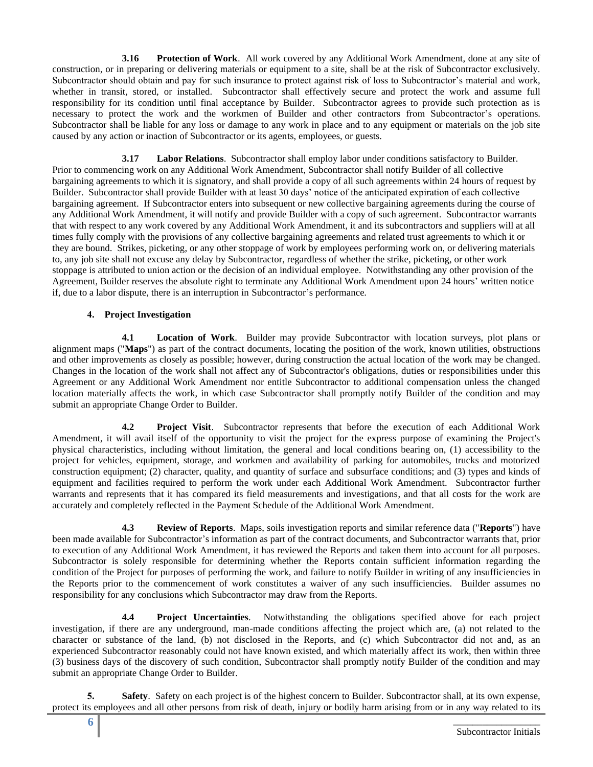**3.16 Protection of Work**. All work covered by any Additional Work Amendment, done at any site of construction, or in preparing or delivering materials or equipment to a site, shall be at the risk of Subcontractor exclusively. Subcontractor should obtain and pay for such insurance to protect against risk of loss to Subcontractor's material and work, whether in transit, stored, or installed. Subcontractor shall effectively secure and protect the work and assume full responsibility for its condition until final acceptance by Builder. Subcontractor agrees to provide such protection as is necessary to protect the work and the workmen of Builder and other contractors from Subcontractor's operations. Subcontractor shall be liable for any loss or damage to any work in place and to any equipment or materials on the job site caused by any action or inaction of Subcontractor or its agents, employees, or guests.

**3.17 Labor Relations**. Subcontractor shall employ labor under conditions satisfactory to Builder. Prior to commencing work on any Additional Work Amendment, Subcontractor shall notify Builder of all collective bargaining agreements to which it is signatory, and shall provide a copy of all such agreements within 24 hours of request by Builder. Subcontractor shall provide Builder with at least 30 days' notice of the anticipated expiration of each collective bargaining agreement. If Subcontractor enters into subsequent or new collective bargaining agreements during the course of any Additional Work Amendment, it will notify and provide Builder with a copy of such agreement. Subcontractor warrants that with respect to any work covered by any Additional Work Amendment, it and its subcontractors and suppliers will at all times fully comply with the provisions of any collective bargaining agreements and related trust agreements to which it or they are bound. Strikes, picketing, or any other stoppage of work by employees performing work on, or delivering materials to, any job site shall not excuse any delay by Subcontractor, regardless of whether the strike, picketing, or other work stoppage is attributed to union action or the decision of an individual employee. Notwithstanding any other provision of the Agreement, Builder reserves the absolute right to terminate any Additional Work Amendment upon 24 hours' written notice if, due to a labor dispute, there is an interruption in Subcontractor's performance.

**4. Project Investigation**

**4.1 Location of Work**. Builder may provide Subcontractor with location surveys, plot plans or alignment maps ("**Maps**") as part of the contract documents, locating the position of the work, known utilities, obstructions and other improvements as closely as possible; however, during construction the actual location of the work may be changed. Changes in the location of the work shall not affect any of Subcontractor's obligations, duties or responsibilities under this Agreement or any Additional Work Amendment nor entitle Subcontractor to additional compensation unless the changed location materially affects the work, in which case Subcontractor shall promptly notify Builder of the condition and may submit an appropriate Change Order to Builder.

**4.2 Project Visit**. Subcontractor represents that before the execution of each Additional Work Amendment, it will avail itself of the opportunity to visit the project for the express purpose of examining the Project's physical characteristics, including without limitation, the general and local conditions bearing on, (1) accessibility to the project for vehicles, equipment, storage, and workmen and availability of parking for automobiles, trucks and motorized construction equipment; (2) character, quality, and quantity of surface and subsurface conditions; and (3) types and kinds of equipment and facilities required to perform the work under each Additional Work Amendment. Subcontractor further warrants and represents that it has compared its field measurements and investigations, and that all costs for the work are accurately and completely reflected in the Payment Schedule of the Additional Work Amendment.

**4.3 Review of Reports**. Maps, soils investigation reports and similar reference data ("**Reports**") have been made available for Subcontractor's information as part of the contract documents, and Subcontractor warrants that, prior to execution of any Additional Work Amendment, it has reviewed the Reports and taken them into account for all purposes. Subcontractor is solely responsible for determining whether the Reports contain sufficient information regarding the condition of the Project for purposes of performing the work, and failure to notify Builder in writing of any insufficiencies in the Reports prior to the commencement of work constitutes a waiver of any such insufficiencies. Builder assumes no responsibility for any conclusions which Subcontractor may draw from the Reports.

**4.4 Project Uncertainties**. Notwithstanding the obligations specified above for each project investigation, if there are any underground, man-made conditions affecting the project which are, (a) not related to the character or substance of the land, (b) not disclosed in the Reports, and (c) which Subcontractor did not and, as an experienced Subcontractor reasonably could not have known existed, and which materially affect its work, then within three (3) business days of the discovery of such condition, Subcontractor shall promptly notify Builder of the condition and may submit an appropriate Change Order to Builder.

**5. Safety**. Safety on each project is of the highest concern to Builder. Subcontractor shall, at its own expense, protect its employees and all other persons from risk of death, injury or bodily harm arising from or in any way related to its

\_\_\_\_\_\_\_\_\_\_\_\_\_\_\_\_\_\_\_
Subcontractor Initials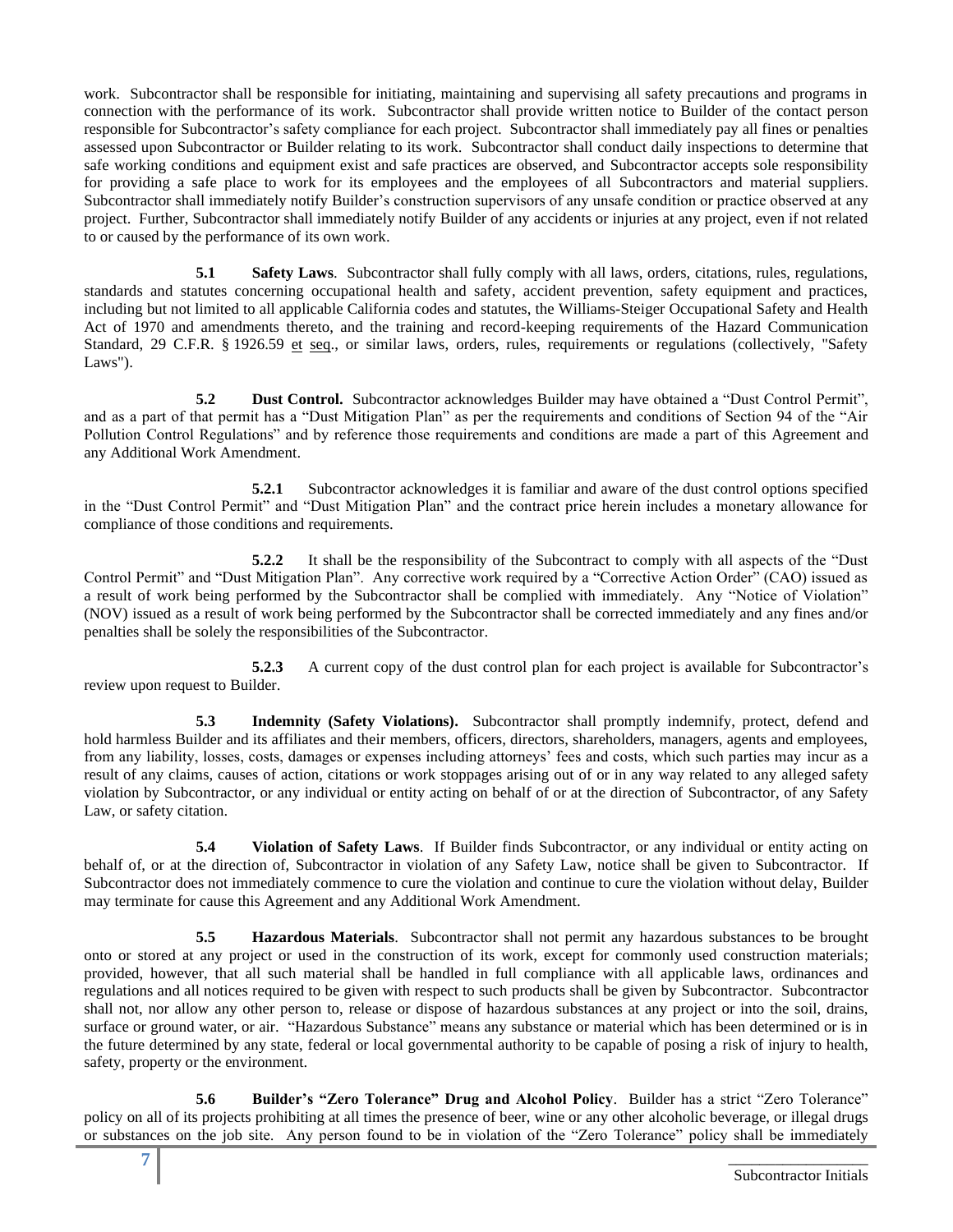work. Subcontractor shall be responsible for initiating, maintaining and supervising all safety precautions and programs in connection with the performance of its work. Subcontractor shall provide written notice to Builder of the contact person responsible for Subcontractor's safety compliance for each project. Subcontractor shall immediately pay all fines or penalties assessed upon Subcontractor or Builder relating to its work. Subcontractor shall conduct daily inspections to determine that safe working conditions and equipment exist and safe practices are observed, and Subcontractor accepts sole responsibility for providing a safe place to work for its employees and the employees of all Subcontractors and material suppliers. Subcontractor shall immediately notify Builder's construction supervisors of any unsafe condition or practice observed at any project. Further, Subcontractor shall immediately notify Builder of any accidents or injuries at any project, even if not related to or caused by the performance of its own work.

**5.1 Safety Laws**. Subcontractor shall fully comply with all laws, orders, citations, rules, regulations, standards and statutes concerning occupational health and safety, accident prevention, safety equipment and practices, including but not limited to all applicable California codes and statutes, the Williams-Steiger Occupational Safety and Health Act of 1970 and amendments thereto, and the training and record-keeping requirements of the Hazard Communication Standard, 29 C.F.R. § 1926.59 et seq., or similar laws, orders, rules, requirements or regulations (collectively, "Safety Laws").

**5.2 Dust Control.** Subcontractor acknowledges Builder may have obtained a "Dust Control Permit", and as a part of that permit has a "Dust Mitigation Plan" as per the requirements and conditions of Section 94 of the "Air Pollution Control Regulations" and by reference those requirements and conditions are made a part of this Agreement and any Additional Work Amendment.

**5.2.1** Subcontractor acknowledges it is familiar and aware of the dust control options specified in the "Dust Control Permit" and "Dust Mitigation Plan" and the contract price herein includes a monetary allowance for compliance of those conditions and requirements.

**5.2.2** It shall be the responsibility of the Subcontract to comply with all aspects of the "Dust Control Permit" and "Dust Mitigation Plan". Any corrective work required by a "Corrective Action Order" (CAO) issued as a result of work being performed by the Subcontractor shall be complied with immediately. Any "Notice of Violation" (NOV) issued as a result of work being performed by the Subcontractor shall be corrected immediately and any fines and/or penalties shall be solely the responsibilities of the Subcontractor.

**5.2.3** A current copy of the dust control plan for each project is available for Subcontractor's review upon request to Builder.

**5.3 Indemnity (Safety Violations).** Subcontractor shall promptly indemnify, protect, defend and hold harmless Builder and its affiliates and their members, officers, directors, shareholders, managers, agents and employees, from any liability, losses, costs, damages or expenses including attorneys' fees and costs, which such parties may incur as a result of any claims, causes of action, citations or work stoppages arising out of or in any way related to any alleged safety violation by Subcontractor, or any individual or entity acting on behalf of or at the direction of Subcontractor, of any Safety Law, or safety citation.

**5.4 Violation of Safety Laws**. If Builder finds Subcontractor, or any individual or entity acting on behalf of, or at the direction of, Subcontractor in violation of any Safety Law, notice shall be given to Subcontractor. If Subcontractor does not immediately commence to cure the violation and continue to cure the violation without delay, Builder may terminate for cause this Agreement and any Additional Work Amendment.

**5.5 Hazardous Materials**. Subcontractor shall not permit any hazardous substances to be brought onto or stored at any project or used in the construction of its work, except for commonly used construction materials; provided, however, that all such material shall be handled in full compliance with all applicable laws, ordinances and regulations and all notices required to be given with respect to such products shall be given by Subcontractor. Subcontractor shall not, nor allow any other person to, release or dispose of hazardous substances at any project or into the soil, drains, surface or ground water, or air. "Hazardous Substance" means any substance or material which has been determined or is in the future determined by any state, federal or local governmental authority to be capable of posing a risk of injury to health, safety, property or the environment.

**5.6 Builder's "Zero Tolerance" Drug and Alcohol Policy**. Builder has a strict "Zero Tolerance" policy on all of its projects prohibiting at all times the presence of beer, wine or any other alcoholic beverage, or illegal drugs or substances on the job site. Any person found to be in violation of the "Zero Tolerance" policy shall be immediately

\_\_\_\_\_\_\_\_\_\_\_\_\_\_\_\_\_\_
Subcontractor Initials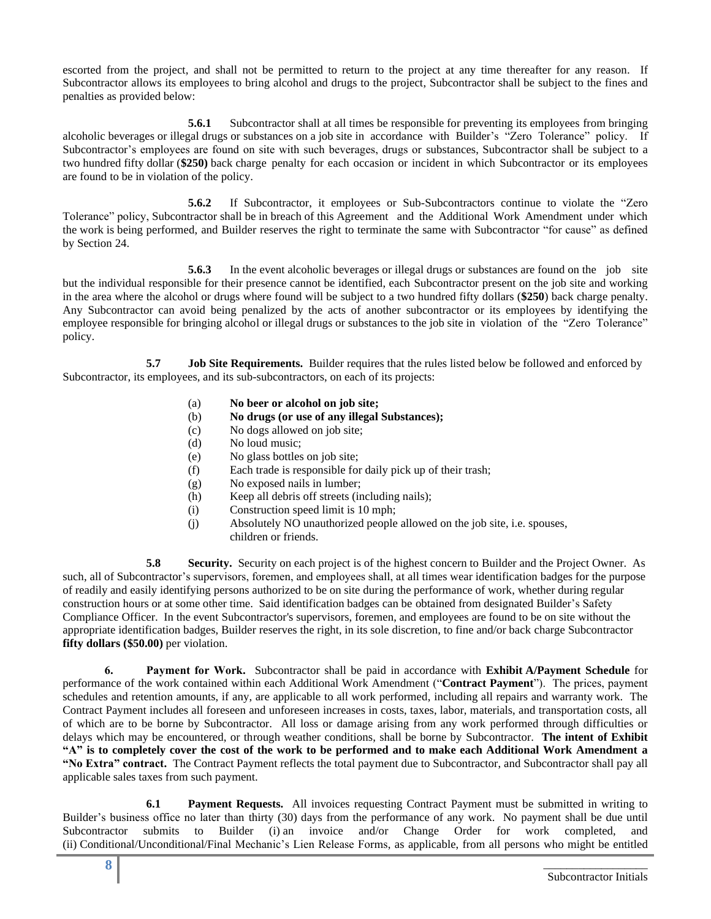escorted from the project, and shall not be permitted to return to the project at any time thereafter for any reason. If Subcontractor allows its employees to bring alcohol and drugs to the project, Subcontractor shall be subject to the fines and penalties as provided below:

**5.6.1** Subcontractor shall at all times be responsible for preventing its employees from bringing alcoholic beverages or illegal drugs or substances on a job site in accordance with Builder's "Zero Tolerance" policy. If Subcontractor's employees are found on site with such beverages, drugs or substances, Subcontractor shall be subject to a two hundred fifty dollar (**$250)** back charge penalty for each occasion or incident in which Subcontractor or its employees are found to be in violation of the policy.

**5.6.2** If Subcontractor, it employees or Sub-Subcontractors continue to violate the "Zero Tolerance" policy, Subcontractor shall be in breach of this Agreement and the Additional Work Amendment under which the work is being performed, and Builder reserves the right to terminate the same with Subcontractor "for cause" as defined by Section 24.

**5.6.3** In the event alcoholic beverages or illegal drugs or substances are found on the job site but the individual responsible for their presence cannot be identified, each Subcontractor present on the job site and working in the area where the alcohol or drugs where found will be subject to a two hundred fifty dollars (**$250**) back charge penalty. Any Subcontractor can avoid being penalized by the acts of another subcontractor or its employees by identifying the employee responsible for bringing alcohol or illegal drugs or substances to the job site in violation of the "Zero Tolerance" policy.

**5.7 Job Site Requirements.** Builder requires that the rules listed below be followed and enforced by Subcontractor, its employees, and its sub-subcontractors, on each of its projects:

(a) **No beer or alcohol on job site;**
(b) **No drugs (or use of any illegal Substances);**
(c) No dogs allowed on job site;
(d) No loud music;
(e) No glass bottles on job site;
(f) Each trade is responsible for daily pick up of their trash;
(g) No exposed nails in lumber;
(h) Keep all debris off streets (including nails);
(i) Construction speed limit is 10 mph;
(j) Absolutely NO unauthorized people allowed on the job site, i.e. spouses, children or friends.

**5.8 Security.** Security on each project is of the highest concern to Builder and the Project Owner. As such, all of Subcontractor's supervisors, foremen, and employees shall, at all times wear identification badges for the purpose of readily and easily identifying persons authorized to be on site during the performance of work, whether during regular construction hours or at some other time. Said identification badges can be obtained from designated Builder's Safety Compliance Officer. In the event Subcontractor's supervisors, foremen, and employees are found to be on site without the appropriate identification badges, Builder reserves the right, in its sole discretion, to fine and/or back charge Subcontractor **fifty dollars ($50.00)** per violation.

**6. Payment for Work.** Subcontractor shall be paid in accordance with **Exhibit A/Payment Schedule** for performance of the work contained within each Additional Work Amendment ("**Contract Payment**"). The prices, payment schedules and retention amounts, if any, are applicable to all work performed, including all repairs and warranty work. The Contract Payment includes all foreseen and unforeseen increases in costs, taxes, labor, materials, and transportation costs, all of which are to be borne by Subcontractor. All loss or damage arising from any work performed through difficulties or delays which may be encountered, or through weather conditions, shall be borne by Subcontractor. **The intent of Exhibit "A" is to completely cover the cost of the work to be performed and to make each Additional Work Amendment a "No Extra" contract.** The Contract Payment reflects the total payment due to Subcontractor, and Subcontractor shall pay all applicable sales taxes from such payment.

**6.1 Payment Requests.** All invoices requesting Contract Payment must be submitted in writing to Builder's business office no later than thirty (30) days from the performance of any work. No payment shall be due until Subcontractor submits to Builder (i) an invoice and/or Change Order for work completed, and (ii) Conditional/Unconditional/Final Mechanic's Lien Release Forms, as applicable, from all persons who might be entitled

\_\_\_\_\_\_\_\_\_\_\_\_\_\_\_\_
Subcontractor Initials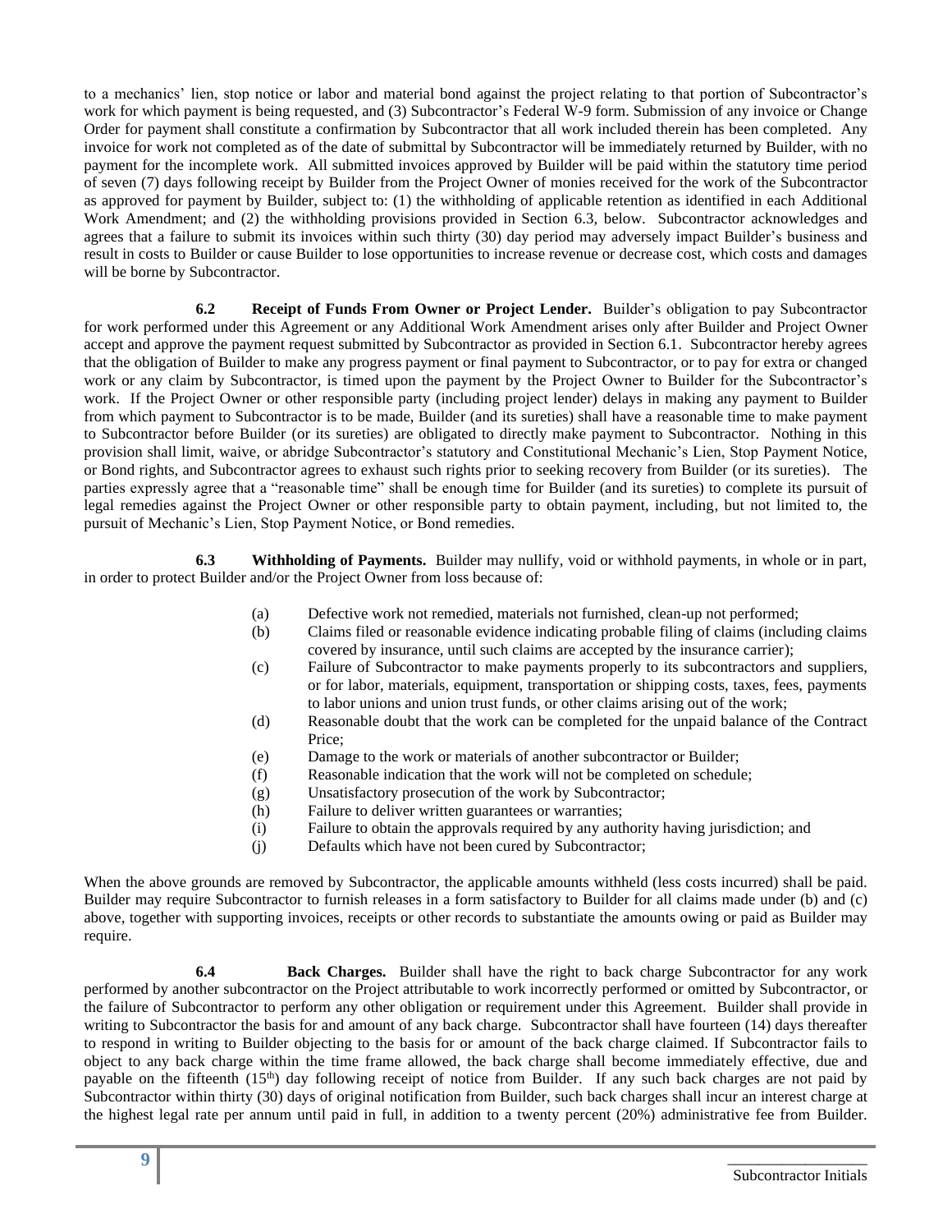to a mechanics' lien, stop notice or labor and material bond against the project relating to that portion of Subcontractor's work for which payment is being requested, and (3) Subcontractor's Federal W-9 form. Submission of any invoice or Change Order for payment shall constitute a confirmation by Subcontractor that all work included therein has been completed. Any invoice for work not completed as of the date of submittal by Subcontractor will be immediately returned by Builder, with no payment for the incomplete work. All submitted invoices approved by Builder will be paid within the statutory time period of seven (7) days following receipt by Builder from the Project Owner of monies received for the work of the Subcontractor as approved for payment by Builder, subject to: (1) the withholding of applicable retention as identified in each Additional Work Amendment; and (2) the withholding provisions provided in Section 6.3, below. Subcontractor acknowledges and agrees that a failure to submit its invoices within such thirty (30) day period may adversely impact Builder's business and result in costs to Builder or cause Builder to lose opportunities to increase revenue or decrease cost, which costs and damages will be borne by Subcontractor.

**6.2 Receipt of Funds From Owner or Project Lender.** Builder's obligation to pay Subcontractor for work performed under this Agreement or any Additional Work Amendment arises only after Builder and Project Owner accept and approve the payment request submitted by Subcontractor as provided in Section 6.1. Subcontractor hereby agrees that the obligation of Builder to make any progress payment or final payment to Subcontractor, or to pay for extra or changed work or any claim by Subcontractor, is timed upon the payment by the Project Owner to Builder for the Subcontractor's work. If the Project Owner or other responsible party (including project lender) delays in making any payment to Builder from which payment to Subcontractor is to be made, Builder (and its sureties) shall have a reasonable time to make payment to Subcontractor before Builder (or its sureties) are obligated to directly make payment to Subcontractor. Nothing in this provision shall limit, waive, or abridge Subcontractor's statutory and Constitutional Mechanic's Lien, Stop Payment Notice, or Bond rights, and Subcontractor agrees to exhaust such rights prior to seeking recovery from Builder (or its sureties). The parties expressly agree that a "reasonable time" shall be enough time for Builder (and its sureties) to complete its pursuit of legal remedies against the Project Owner or other responsible party to obtain payment, including, but not limited to, the pursuit of Mechanic's Lien, Stop Payment Notice, or Bond remedies.

**6.3 Withholding of Payments.** Builder may nullify, void or withhold payments, in whole or in part, in order to protect Builder and/or the Project Owner from loss because of:

(a) Defective work not remedied, materials not furnished, clean-up not performed;
(b) Claims filed or reasonable evidence indicating probable filing of claims (including claims covered by insurance, until such claims are accepted by the insurance carrier);
(c) Failure of Subcontractor to make payments properly to its subcontractors and suppliers, or for labor, materials, equipment, transportation or shipping costs, taxes, fees, payments to labor unions and union trust funds, or other claims arising out of the work;
(d) Reasonable doubt that the work can be completed for the unpaid balance of the Contract Price;
(e) Damage to the work or materials of another subcontractor or Builder;
(f) Reasonable indication that the work will not be completed on schedule;
(g) Unsatisfactory prosecution of the work by Subcontractor;
(h) Failure to deliver written guarantees or warranties;
(i) Failure to obtain the approvals required by any authority having jurisdiction; and
(j) Defaults which have not been cured by Subcontractor;

When the above grounds are removed by Subcontractor, the applicable amounts withheld (less costs incurred) shall be paid. Builder may require Subcontractor to furnish releases in a form satisfactory to Builder for all claims made under (b) and (c) above, together with supporting invoices, receipts or other records to substantiate the amounts owing or paid as Builder may require.

**6.4 Back Charges.** Builder shall have the right to back charge Subcontractor for any work performed by another subcontractor on the Project attributable to work incorrectly performed or omitted by Subcontractor, or the failure of Subcontractor to perform any other obligation or requirement under this Agreement. Builder shall provide in writing to Subcontractor the basis for and amount of any back charge. Subcontractor shall have fourteen (14) days thereafter to respond in writing to Builder objecting to the basis for or amount of the back charge. If Subcontractor fails to object to any back charge within the time frame allowed, the back charge shall become immediately effective, due and payable on the fifteenth (15th) day following receipt of notice from Builder. If any such back charges are not paid by Subcontractor within thirty (30) days of original notification from Builder, such back charges shall incur an interest charge at the highest legal rate per annum until paid in full, in addition to a twenty percent (20%) administrative fee from Builder.

_______________
Subcontractor Initials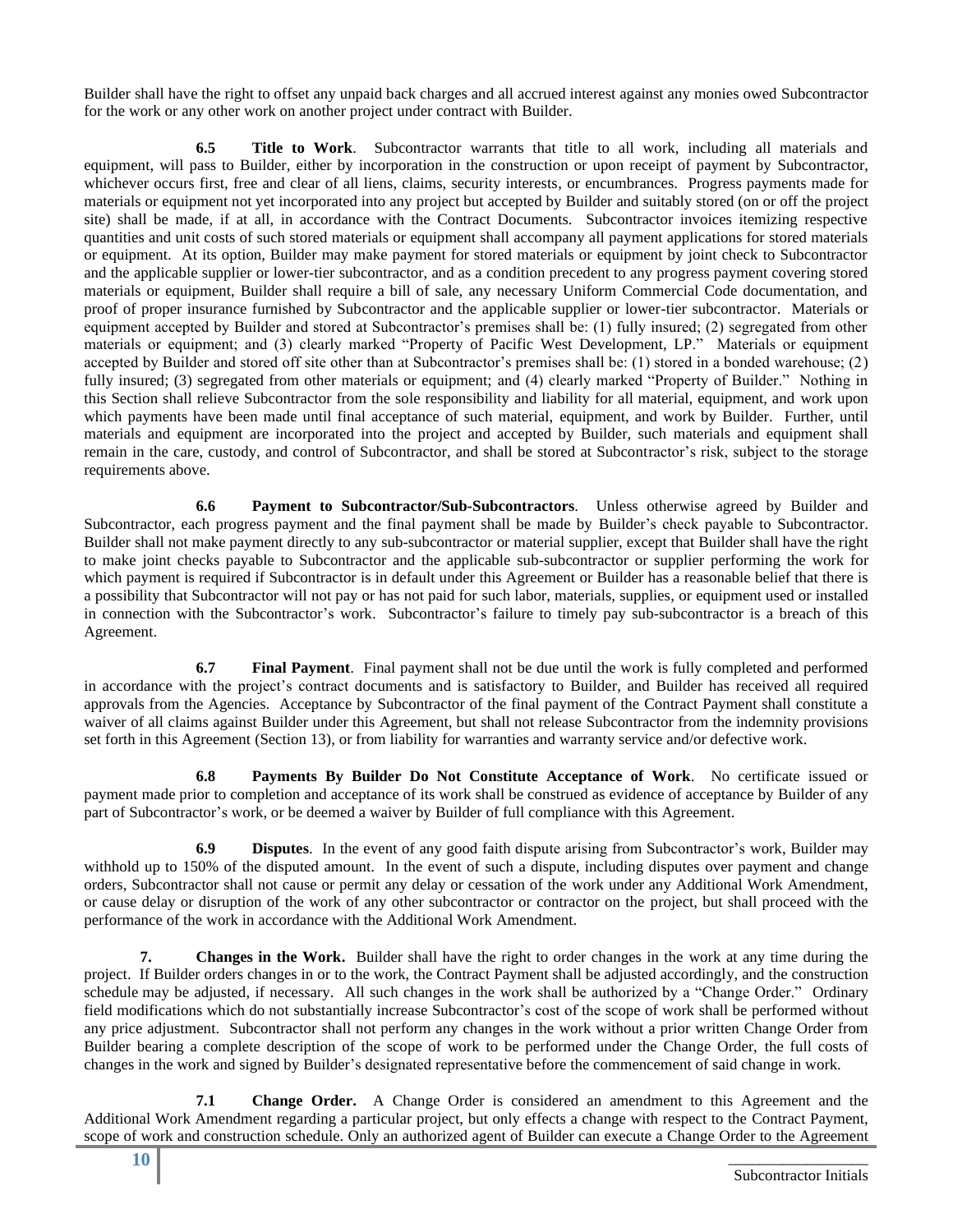Builder shall have the right to offset any unpaid back charges and all accrued interest against any monies owed Subcontractor for the work or any other work on another project under contract with Builder.

**6.5 Title to Work**. Subcontractor warrants that title to all work, including all materials and equipment, will pass to Builder, either by incorporation in the construction or upon receipt of payment by Subcontractor, whichever occurs first, free and clear of all liens, claims, security interests, or encumbrances. Progress payments made for materials or equipment not yet incorporated into any project but accepted by Builder and suitably stored (on or off the project site) shall be made, if at all, in accordance with the Contract Documents. Subcontractor invoices itemizing respective quantities and unit costs of such stored materials or equipment shall accompany all payment applications for stored materials or equipment. At its option, Builder may make payment for stored materials or equipment by joint check to Subcontractor and the applicable supplier or lower-tier subcontractor, and as a condition precedent to any progress payment covering stored materials or equipment, Builder shall require a bill of sale, any necessary Uniform Commercial Code documentation, and proof of proper insurance furnished by Subcontractor and the applicable supplier or lower-tier subcontractor. Materials or equipment accepted by Builder and stored at Subcontractor's premises shall be: (1) fully insured; (2) segregated from other materials or equipment; and (3) clearly marked "Property of Pacific West Development, LP." Materials or equipment accepted by Builder and stored off site other than at Subcontractor's premises shall be: (1) stored in a bonded warehouse; (2) fully insured; (3) segregated from other materials or equipment; and (4) clearly marked "Property of Builder." Nothing in this Section shall relieve Subcontractor from the sole responsibility and liability for all material, equipment, and work upon which payments have been made until final acceptance of such material, equipment, and work by Builder. Further, until materials and equipment are incorporated into the project and accepted by Builder, such materials and equipment shall remain in the care, custody, and control of Subcontractor, and shall be stored at Subcontractor's risk, subject to the storage requirements above.

**6.6 Payment to Subcontractor/Sub-Subcontractors**. Unless otherwise agreed by Builder and Subcontractor, each progress payment and the final payment shall be made by Builder's check payable to Subcontractor. Builder shall not make payment directly to any sub-subcontractor or material supplier, except that Builder shall have the right to make joint checks payable to Subcontractor and the applicable sub-subcontractor or supplier performing the work for which payment is required if Subcontractor is in default under this Agreement or Builder has a reasonable belief that there is a possibility that Subcontractor will not pay or has not paid for such labor, materials, supplies, or equipment used or installed in connection with the Subcontractor's work. Subcontractor's failure to timely pay sub-subcontractor is a breach of this Agreement.

**6.7 Final Payment**. Final payment shall not be due until the work is fully completed and performed in accordance with the project's contract documents and is satisfactory to Builder, and Builder has received all required approvals from the Agencies. Acceptance by Subcontractor of the final payment of the Contract Payment shall constitute a waiver of all claims against Builder under this Agreement, but shall not release Subcontractor from the indemnity provisions set forth in this Agreement (Section 13), or from liability for warranties and warranty service and/or defective work.

**6.8 Payments By Builder Do Not Constitute Acceptance of Work**. No certificate issued or payment made prior to completion and acceptance of its work shall be construed as evidence of acceptance by Builder of any part of Subcontractor's work, or be deemed a waiver by Builder of full compliance with this Agreement.

**6.9 Disputes**. In the event of any good faith dispute arising from Subcontractor's work, Builder may withhold up to 150% of the disputed amount. In the event of such a dispute, including disputes over payment and change orders, Subcontractor shall not cause or permit any delay or cessation of the work under any Additional Work Amendment, or cause delay or disruption of the work of any other subcontractor or contractor on the project, but shall proceed with the performance of the work in accordance with the Additional Work Amendment.

**7. Changes in the Work.** Builder shall have the right to order changes in the work at any time during the project. If Builder orders changes in or to the work, the Contract Payment shall be adjusted accordingly, and the construction schedule may be adjusted, if necessary. All such changes in the work shall be authorized by a "Change Order." Ordinary field modifications which do not substantially increase Subcontractor's cost of the scope of work shall be performed without any price adjustment. Subcontractor shall not perform any changes in the work without a prior written Change Order from Builder bearing a complete description of the scope of work to be performed under the Change Order, the full costs of changes in the work and signed by Builder's designated representative before the commencement of said change in work.

**7.1 Change Order.** A Change Order is considered an amendment to this Agreement and the Additional Work Amendment regarding a particular project, but only effects a change with respect to the Contract Payment, scope of work and construction schedule. Only an authorized agent of Builder can execute a Change Order to the Agreement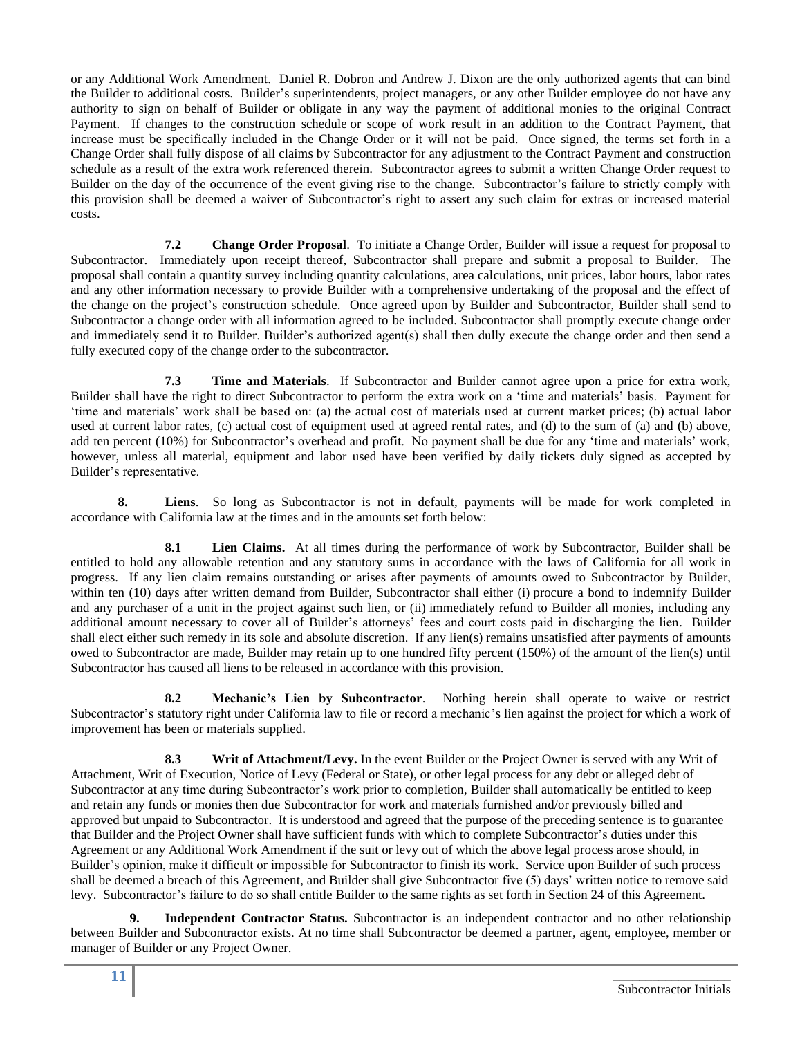or any Additional Work Amendment. Daniel R. Dobron and Andrew J. Dixon are the only authorized agents that can bind the Builder to additional costs. Builder's superintendents, project managers, or any other Builder employee do not have any authority to sign on behalf of Builder or obligate in any way the payment of additional monies to the original Contract Payment. If changes to the construction schedule or scope of work result in an addition to the Contract Payment, that increase must be specifically included in the Change Order or it will not be paid. Once signed, the terms set forth in a Change Order shall fully dispose of all claims by Subcontractor for any adjustment to the Contract Payment and construction schedule as a result of the extra work referenced therein. Subcontractor agrees to submit a written Change Order request to Builder on the day of the occurrence of the event giving rise to the change. Subcontractor's failure to strictly comply with this provision shall be deemed a waiver of Subcontractor's right to assert any such claim for extras or increased material costs.

**7.2 Change Order Proposal**. To initiate a Change Order, Builder will issue a request for proposal to Subcontractor. Immediately upon receipt thereof, Subcontractor shall prepare and submit a proposal to Builder. The proposal shall contain a quantity survey including quantity calculations, area calculations, unit prices, labor hours, labor rates and any other information necessary to provide Builder with a comprehensive undertaking of the proposal and the effect of the change on the project's construction schedule. Once agreed upon by Builder and Subcontractor, Builder shall send to Subcontractor a change order with all information agreed to be included. Subcontractor shall promptly execute change order and immediately send it to Builder. Builder's authorized agent(s) shall then dully execute the change order and then send a fully executed copy of the change order to the subcontractor.

**7.3 Time and Materials**. If Subcontractor and Builder cannot agree upon a price for extra work, Builder shall have the right to direct Subcontractor to perform the extra work on a 'time and materials' basis. Payment for 'time and materials' work shall be based on: (a) the actual cost of materials used at current market prices; (b) actual labor used at current labor rates, (c) actual cost of equipment used at agreed rental rates, and (d) to the sum of (a) and (b) above, add ten percent (10%) for Subcontractor's overhead and profit. No payment shall be due for any 'time and materials' work, however, unless all material, equipment and labor used have been verified by daily tickets duly signed as accepted by Builder's representative.

**8. Liens**. So long as Subcontractor is not in default, payments will be made for work completed in accordance with California law at the times and in the amounts set forth below:

**8.1 Lien Claims.** At all times during the performance of work by Subcontractor, Builder shall be entitled to hold any allowable retention and any statutory sums in accordance with the laws of California for all work in progress. If any lien claim remains outstanding or arises after payments of amounts owed to Subcontractor by Builder, within ten (10) days after written demand from Builder, Subcontractor shall either (i) procure a bond to indemnify Builder and any purchaser of a unit in the project against such lien, or (ii) immediately refund to Builder all monies, including any additional amount necessary to cover all of Builder's attorneys' fees and court costs paid in discharging the lien. Builder shall elect either such remedy in its sole and absolute discretion. If any lien(s) remains unsatisfied after payments of amounts owed to Subcontractor are made, Builder may retain up to one hundred fifty percent (150%) of the amount of the lien(s) until Subcontractor has caused all liens to be released in accordance with this provision.

**8.2 Mechanic's Lien by Subcontractor**. Nothing herein shall operate to waive or restrict Subcontractor's statutory right under California law to file or record a mechanic's lien against the project for which a work of improvement has been or materials supplied.

**8.3 Writ of Attachment/Levy.** In the event Builder or the Project Owner is served with any Writ of Attachment, Writ of Execution, Notice of Levy (Federal or State), or other legal process for any debt or alleged debt of Subcontractor at any time during Subcontractor's work prior to completion, Builder shall automatically be entitled to keep and retain any funds or monies then due Subcontractor for work and materials furnished and/or previously billed and approved but unpaid to Subcontractor. It is understood and agreed that the purpose of the preceding sentence is to guarantee that Builder and the Project Owner shall have sufficient funds with which to complete Subcontractor's duties under this Agreement or any Additional Work Amendment if the suit or levy out of which the above legal process arose should, in Builder's opinion, make it difficult or impossible for Subcontractor to finish its work. Service upon Builder of such process shall be deemed a breach of this Agreement, and Builder shall give Subcontractor five (5) days' written notice to remove said levy. Subcontractor's failure to do so shall entitle Builder to the same rights as set forth in Section 24 of this Agreement.

**9. Independent Contractor Status.** Subcontractor is an independent contractor and no other relationship between Builder and Subcontractor exists. At no time shall Subcontractor be deemed a partner, agent, employee, member or manager of Builder or any Project Owner.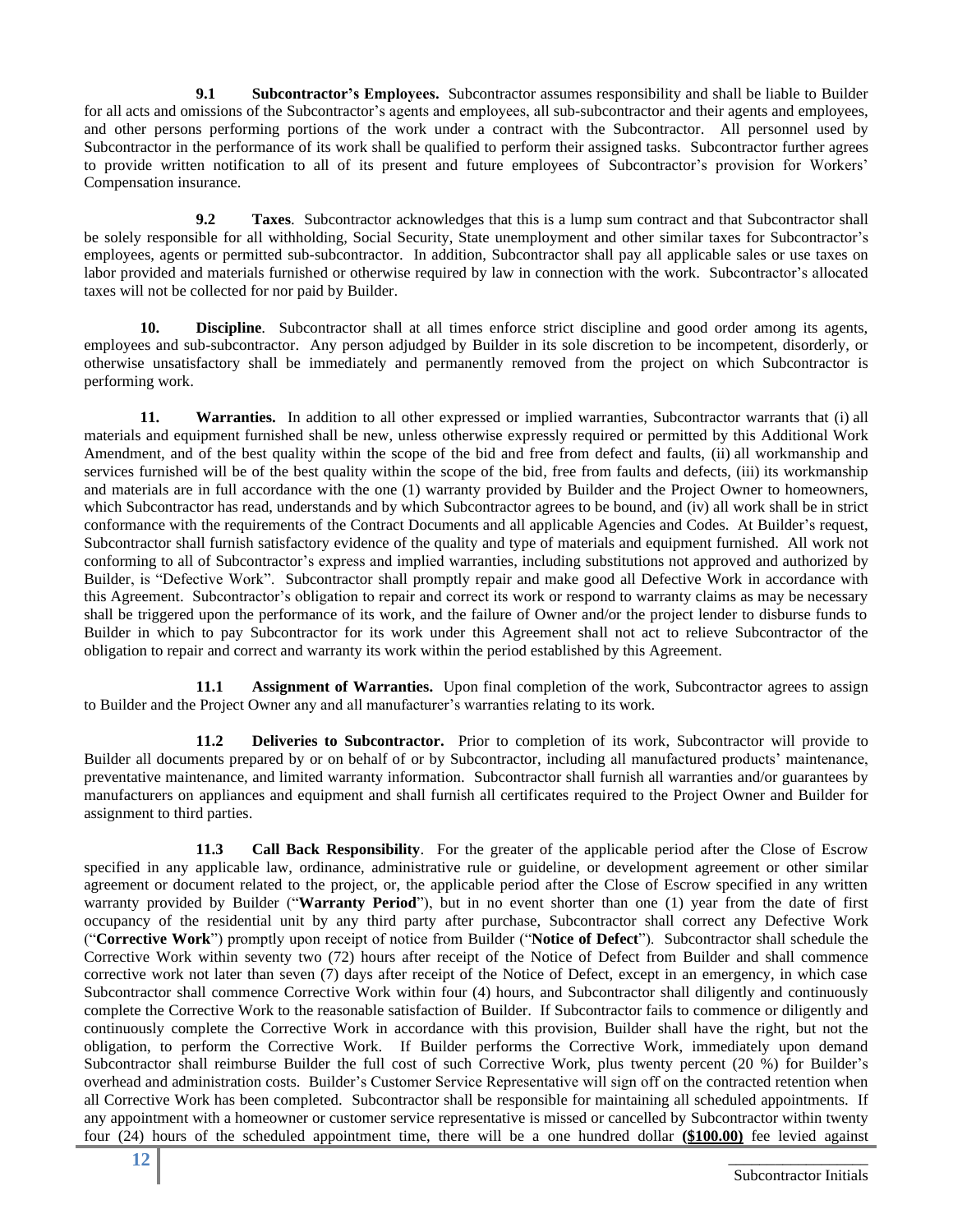**9.1 Subcontractor's Employees.** Subcontractor assumes responsibility and shall be liable to Builder for all acts and omissions of the Subcontractor's agents and employees, all sub-subcontractor and their agents and employees, and other persons performing portions of the work under a contract with the Subcontractor. All personnel used by Subcontractor in the performance of its work shall be qualified to perform their assigned tasks. Subcontractor further agrees to provide written notification to all of its present and future employees of Subcontractor's provision for Workers' Compensation insurance.

**9.2 Taxes**. Subcontractor acknowledges that this is a lump sum contract and that Subcontractor shall be solely responsible for all withholding, Social Security, State unemployment and other similar taxes for Subcontractor's employees, agents or permitted sub-subcontractor. In addition, Subcontractor shall pay all applicable sales or use taxes on labor provided and materials furnished or otherwise required by law in connection with the work. Subcontractor's allocated taxes will not be collected for nor paid by Builder.

**10. Discipline**. Subcontractor shall at all times enforce strict discipline and good order among its agents, employees and sub-subcontractor. Any person adjudged by Builder in its sole discretion to be incompetent, disorderly, or otherwise unsatisfactory shall be immediately and permanently removed from the project on which Subcontractor is performing work.

**11. Warranties.** In addition to all other expressed or implied warranties, Subcontractor warrants that (i) all materials and equipment furnished shall be new, unless otherwise expressly required or permitted by this Additional Work Amendment, and of the best quality within the scope of the bid and free from defect and faults, (ii) all workmanship and services furnished will be of the best quality within the scope of the bid, free from faults and defects, (iii) its workmanship and materials are in full accordance with the one (1) warranty provided by Builder and the Project Owner to homeowners, which Subcontractor has read, understands and by which Subcontractor agrees to be bound, and (iv) all work shall be in strict conformance with the requirements of the Contract Documents and all applicable Agencies and Codes. At Builder's request, Subcontractor shall furnish satisfactory evidence of the quality and type of materials and equipment furnished. All work not conforming to all of Subcontractor's express and implied warranties, including substitutions not approved and authorized by Builder, is "Defective Work". Subcontractor shall promptly repair and make good all Defective Work in accordance with this Agreement. Subcontractor's obligation to repair and correct its work or respond to warranty claims as may be necessary shall be triggered upon the performance of its work, and the failure of Owner and/or the project lender to disburse funds to Builder in which to pay Subcontractor for its work under this Agreement shall not act to relieve Subcontractor of the obligation to repair and correct and warranty its work within the period established by this Agreement.

**11.1 Assignment of Warranties.** Upon final completion of the work, Subcontractor agrees to assign to Builder and the Project Owner any and all manufacturer's warranties relating to its work.

**11.2 Deliveries to Subcontractor.** Prior to completion of its work, Subcontractor will provide to Builder all documents prepared by or on behalf of or by Subcontractor, including all manufactured products' maintenance, preventative maintenance, and limited warranty information. Subcontractor shall furnish all warranties and/or guarantees by manufacturers on appliances and equipment and shall furnish all certificates required to the Project Owner and Builder for assignment to third parties.

**11.3 Call Back Responsibility**. For the greater of the applicable period after the Close of Escrow specified in any applicable law, ordinance, administrative rule or guideline, or development agreement or other similar agreement or document related to the project, or, the applicable period after the Close of Escrow specified in any written warranty provided by Builder ("**Warranty Period**"), but in no event shorter than one (1) year from the date of first occupancy of the residential unit by any third party after purchase, Subcontractor shall correct any Defective Work ("**Corrective Work**") promptly upon receipt of notice from Builder ("**Notice of Defect**"). Subcontractor shall schedule the Corrective Work within seventy two (72) hours after receipt of the Notice of Defect from Builder and shall commence corrective work not later than seven (7) days after receipt of the Notice of Defect, except in an emergency, in which case Subcontractor shall commence Corrective Work within four (4) hours, and Subcontractor shall diligently and continuously complete the Corrective Work to the reasonable satisfaction of Builder. If Subcontractor fails to commence or diligently and continuously complete the Corrective Work in accordance with this provision, Builder shall have the right, but not the obligation, to perform the Corrective Work. If Builder performs the Corrective Work, immediately upon demand Subcontractor shall reimburse Builder the full cost of such Corrective Work, plus twenty percent (20 %) for Builder's overhead and administration costs. Builder's Customer Service Representative will sign off on the contracted retention when all Corrective Work has been completed. Subcontractor shall be responsible for maintaining all scheduled appointments. If any appointment with a homeowner or customer service representative is missed or cancelled by Subcontractor within twenty four (24) hours of the scheduled appointment time, there will be a one hundred dollar **(\$100.00)** fee levied against

\_\_\_\_\_\_\_\_\_\_\_\_\_\_\_\_\_\_
Subcontractor Initials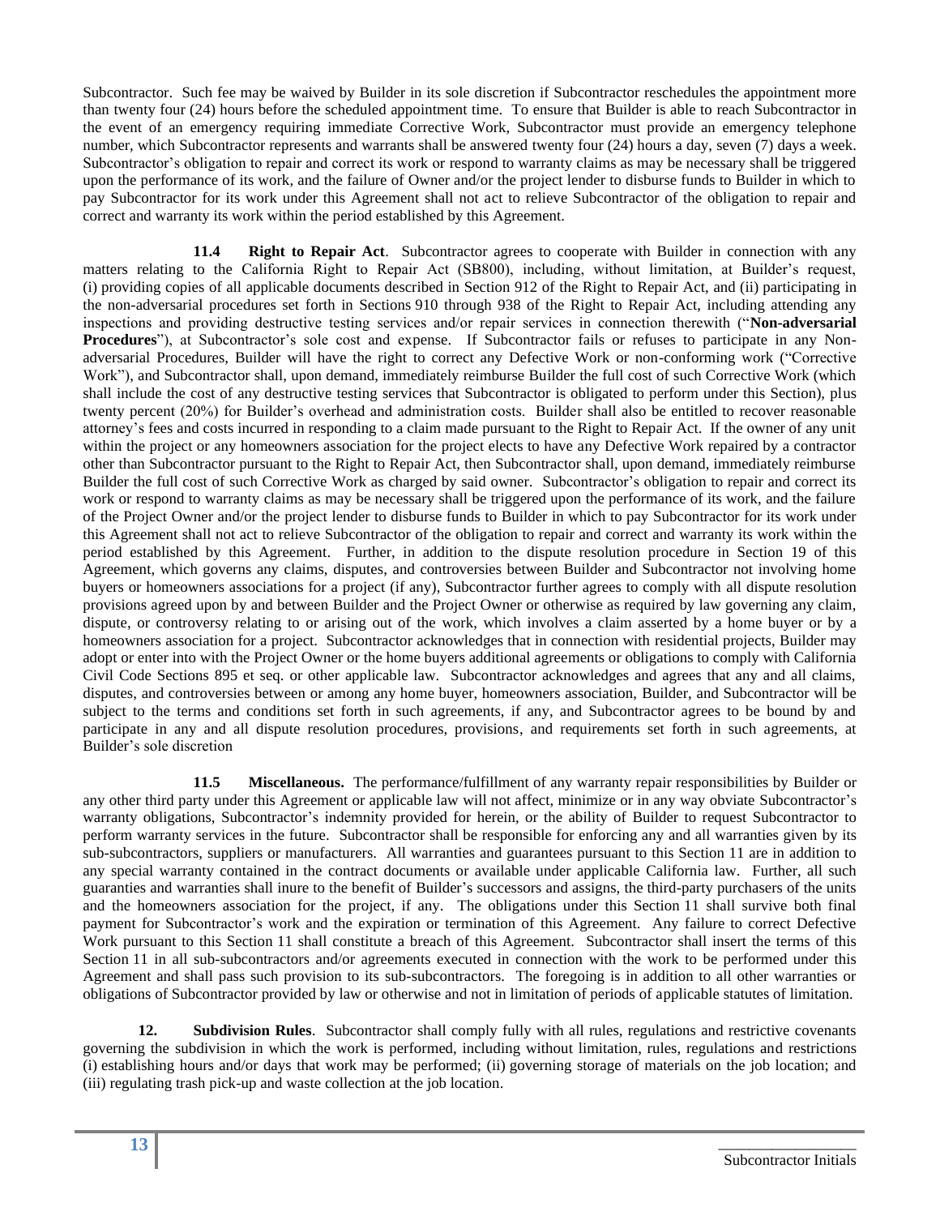Subcontractor. Such fee may be waived by Builder in its sole discretion if Subcontractor reschedules the appointment more than twenty four (24) hours before the scheduled appointment time. To ensure that Builder is able to reach Subcontractor in the event of an emergency requiring immediate Corrective Work, Subcontractor must provide an emergency telephone number, which Subcontractor represents and warrants shall be answered twenty four (24) hours a day, seven (7) days a week. Subcontractor's obligation to repair and correct its work or respond to warranty claims as may be necessary shall be triggered upon the performance of its work, and the failure of Owner and/or the project lender to disburse funds to Builder in which to pay Subcontractor for its work under this Agreement shall not act to relieve Subcontractor of the obligation to repair and correct and warranty its work within the period established by this Agreement.

**11.4 Right to Repair Act**. Subcontractor agrees to cooperate with Builder in connection with any matters relating to the California Right to Repair Act (SB800), including, without limitation, at Builder's request, (i) providing copies of all applicable documents described in Section 912 of the Right to Repair Act, and (ii) participating in the non-adversarial procedures set forth in Sections 910 through 938 of the Right to Repair Act, including attending any inspections and providing destructive testing services and/or repair services in connection therewith ("**Non-adversarial Procedures**"), at Subcontractor's sole cost and expense. If Subcontractor fails or refuses to participate in any Non-adversarial Procedures, Builder will have the right to correct any Defective Work or non-conforming work ("Corrective Work"), and Subcontractor shall, upon demand, immediately reimburse Builder the full cost of such Corrective Work (which shall include the cost of any destructive testing services that Subcontractor is obligated to perform under this Section), plus twenty percent (20%) for Builder's overhead and administration costs. Builder shall also be entitled to recover reasonable attorney's fees and costs incurred in responding to a claim made pursuant to the Right to Repair Act. If the owner of any unit within the project or any homeowners association for the project elects to have any Defective Work repaired by a contractor other than Subcontractor pursuant to the Right to Repair Act, then Subcontractor shall, upon demand, immediately reimburse Builder the full cost of such Corrective Work as charged by said owner. Subcontractor's obligation to repair and correct its work or respond to warranty claims as may be necessary shall be triggered upon the performance of its work, and the failure of the Project Owner and/or the project lender to disburse funds to Builder in which to pay Subcontractor for its work under this Agreement shall not act to relieve Subcontractor of the obligation to repair and correct and warranty its work within the period established by this Agreement. Further, in addition to the dispute resolution procedure in Section 19 of this Agreement, which governs any claims, disputes, and controversies between Builder and Subcontractor not involving home buyers or homeowners associations for a project (if any), Subcontractor further agrees to comply with all dispute resolution provisions agreed upon by and between Builder and the Project Owner or otherwise as required by law governing any claim, dispute, or controversy relating to or arising out of the work, which involves a claim asserted by a home buyer or by a homeowners association for a project. Subcontractor acknowledges that in connection with residential projects, Builder may adopt or enter into with the Project Owner or the home buyers additional agreements or obligations to comply with California Civil Code Sections 895 et seq. or other applicable law. Subcontractor acknowledges and agrees that any and all claims, disputes, and controversies between or among any home buyer, homeowners association, Builder, and Subcontractor will be subject to the terms and conditions set forth in such agreements, if any, and Subcontractor agrees to be bound by and participate in any and all dispute resolution procedures, provisions, and requirements set forth in such agreements, at Builder's sole discretion

**11.5 Miscellaneous.** The performance/fulfillment of any warranty repair responsibilities by Builder or any other third party under this Agreement or applicable law will not affect, minimize or in any way obviate Subcontractor's warranty obligations, Subcontractor's indemnity provided for herein, or the ability of Builder to request Subcontractor to perform warranty services in the future. Subcontractor shall be responsible for enforcing any and all warranties given by its sub-subcontractors, suppliers or manufacturers. All warranties and guarantees pursuant to this Section 11 are in addition to any special warranty contained in the contract documents or available under applicable California law. Further, all such guaranties and warranties shall inure to the benefit of Builder's successors and assigns, the third-party purchasers of the units and the homeowners association for the project, if any. The obligations under this Section 11 shall survive both final payment for Subcontractor's work and the expiration or termination of this Agreement. Any failure to correct Defective Work pursuant to this Section 11 shall constitute a breach of this Agreement. Subcontractor shall insert the terms of this Section 11 in all sub-subcontractors and/or agreements executed in connection with the work to be performed under this Agreement and shall pass such provision to its sub-subcontractors. The foregoing is in addition to all other warranties or obligations of Subcontractor provided by law or otherwise and not in limitation of periods of applicable statutes of limitation.

**12. Subdivision Rules**. Subcontractor shall comply fully with all rules, regulations and restrictive covenants governing the subdivision in which the work is performed, including without limitation, rules, regulations and restrictions (i) establishing hours and/or days that work may be performed; (ii) governing storage of materials on the job location; and (iii) regulating trash pick-up and waste collection at the job location.

\_\_\_\_\_\_\_\_\_\_\_\_\_\_\_\_
Subcontractor Initials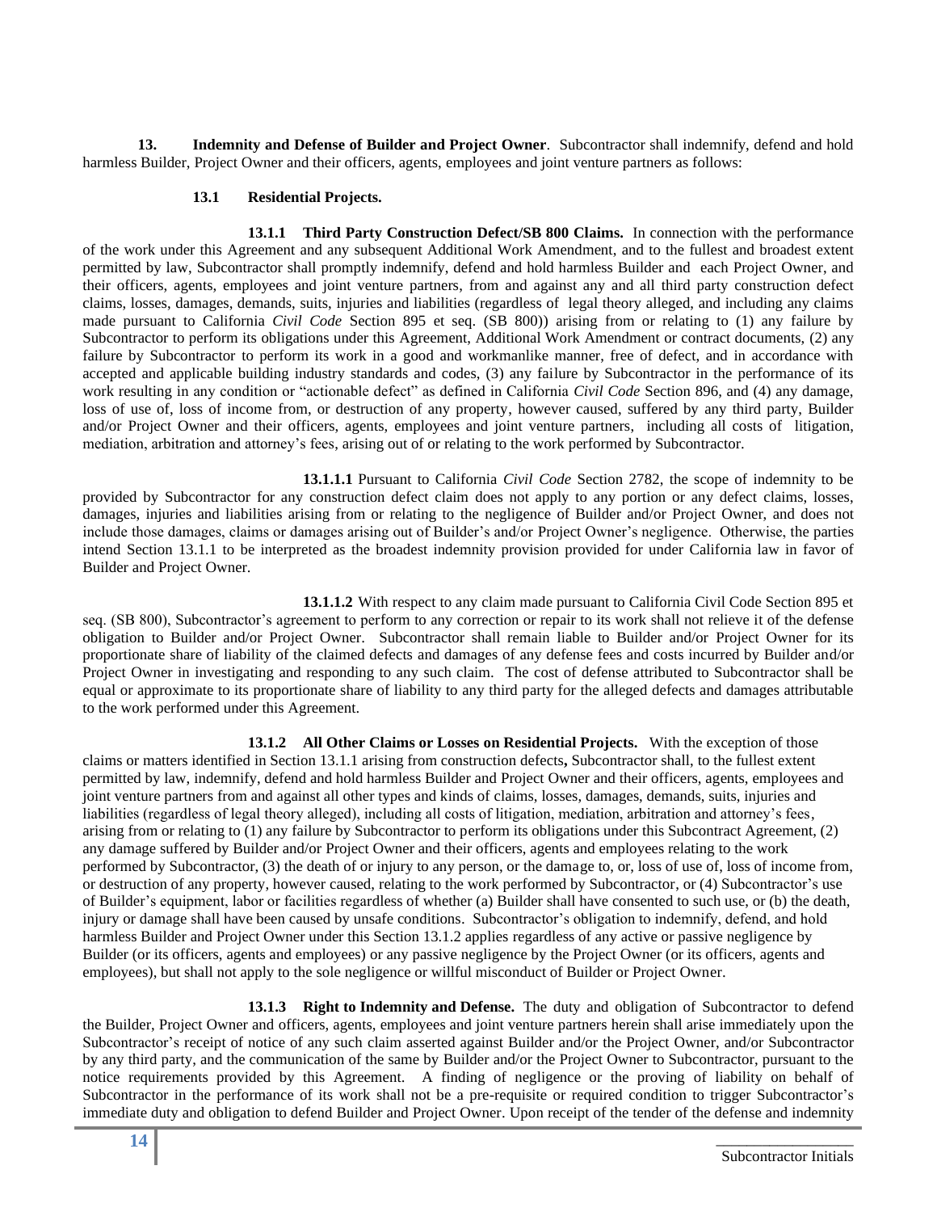**13. Indemnity and Defense of Builder and Project Owner**. Subcontractor shall indemnify, defend and hold harmless Builder, Project Owner and their officers, agents, employees and joint venture partners as follows:

**13.1 Residential Projects.**

**13.1.1 Third Party Construction Defect/SB 800 Claims.** In connection with the performance of the work under this Agreement and any subsequent Additional Work Amendment, and to the fullest and broadest extent permitted by law, Subcontractor shall promptly indemnify, defend and hold harmless Builder and each Project Owner, and their officers, agents, employees and joint venture partners, from and against any and all third party construction defect claims, losses, damages, demands, suits, injuries and liabilities (regardless of legal theory alleged, and including any claims made pursuant to California *Civil Code* Section 895 et seq. (SB 800)) arising from or relating to (1) any failure by Subcontractor to perform its obligations under this Agreement, Additional Work Amendment or contract documents, (2) any failure by Subcontractor to perform its work in a good and workmanlike manner, free of defect, and in accordance with accepted and applicable building industry standards and codes, (3) any failure by Subcontractor in the performance of its work resulting in any condition or "actionable defect" as defined in California *Civil Code* Section 896, and (4) any damage, loss of use of, loss of income from, or destruction of any property, however caused, suffered by any third party, Builder and/or Project Owner and their officers, agents, employees and joint venture partners, including all costs of litigation, mediation, arbitration and attorney's fees, arising out of or relating to the work performed by Subcontractor.

**13.1.1.1** Pursuant to California *Civil Code* Section 2782, the scope of indemnity to be provided by Subcontractor for any construction defect claim does not apply to any portion or any defect claims, losses, damages, injuries and liabilities arising from or relating to the negligence of Builder and/or Project Owner, and does not include those damages, claims or damages arising out of Builder's and/or Project Owner's negligence. Otherwise, the parties intend Section 13.1.1 to be interpreted as the broadest indemnity provision provided for under California law in favor of Builder and Project Owner.

**13.1.1.2** With respect to any claim made pursuant to California Civil Code Section 895 et seq. (SB 800), Subcontractor's agreement to perform to any correction or repair to its work shall not relieve it of the defense obligation to Builder and/or Project Owner. Subcontractor shall remain liable to Builder and/or Project Owner for its proportionate share of liability of the claimed defects and damages of any defense fees and costs incurred by Builder and/or Project Owner in investigating and responding to any such claim. The cost of defense attributed to Subcontractor shall be equal or approximate to its proportionate share of liability to any third party for the alleged defects and damages attributable to the work performed under this Agreement.

**13.1.2 All Other Claims or Losses on Residential Projects.** With the exception of those claims or matters identified in Section 13.1.1 arising from construction defects**,** Subcontractor shall, to the fullest extent permitted by law, indemnify, defend and hold harmless Builder and Project Owner and their officers, agents, employees and joint venture partners from and against all other types and kinds of claims, losses, damages, demands, suits, injuries and liabilities (regardless of legal theory alleged), including all costs of litigation, mediation, arbitration and attorney's fees, arising from or relating to (1) any failure by Subcontractor to perform its obligations under this Subcontract Agreement, (2) any damage suffered by Builder and/or Project Owner and their officers, agents and employees relating to the work performed by Subcontractor, (3) the death of or injury to any person, or the damage to, or, loss of use of, loss of income from, or destruction of any property, however caused, relating to the work performed by Subcontractor, or (4) Subcontractor's use of Builder's equipment, labor or facilities regardless of whether (a) Builder shall have consented to such use, or (b) the death, injury or damage shall have been caused by unsafe conditions. Subcontractor's obligation to indemnify, defend, and hold harmless Builder and Project Owner under this Section 13.1.2 applies regardless of any active or passive negligence by Builder (or its officers, agents and employees) or any passive negligence by the Project Owner (or its officers, agents and employees), but shall not apply to the sole negligence or willful misconduct of Builder or Project Owner.

**13.1.3 Right to Indemnity and Defense.** The duty and obligation of Subcontractor to defend the Builder, Project Owner and officers, agents, employees and joint venture partners herein shall arise immediately upon the Subcontractor's receipt of notice of any such claim asserted against Builder and/or the Project Owner, and/or Subcontractor by any third party, and the communication of the same by Builder and/or the Project Owner to Subcontractor, pursuant to the notice requirements provided by this Agreement. A finding of negligence or the proving of liability on behalf of Subcontractor in the performance of its work shall not be a pre-requisite or required condition to trigger Subcontractor's immediate duty and obligation to defend Builder and Project Owner. Upon receipt of the tender of the defense and indemnity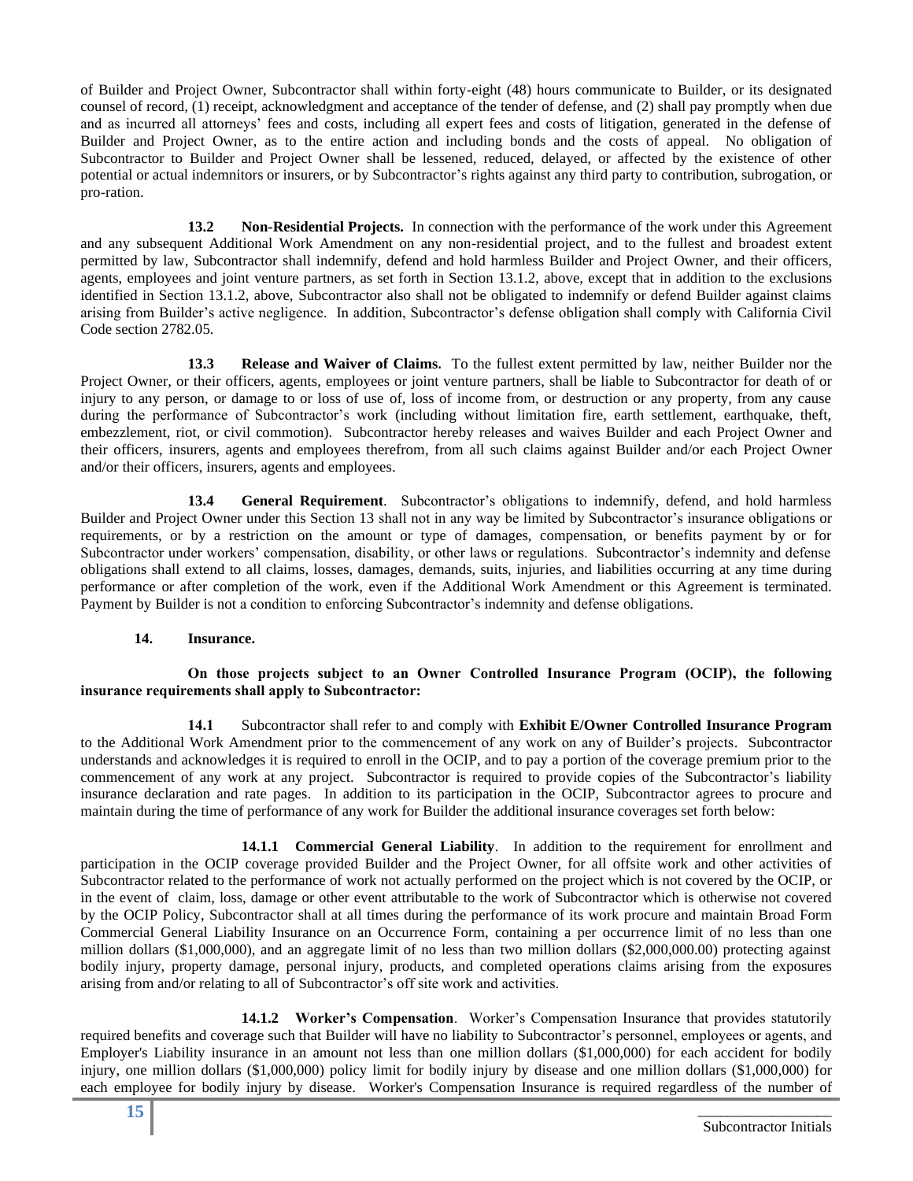of Builder and Project Owner, Subcontractor shall within forty-eight (48) hours communicate to Builder, or its designated counsel of record, (1) receipt, acknowledgment and acceptance of the tender of defense, and (2) shall pay promptly when due and as incurred all attorneys' fees and costs, including all expert fees and costs of litigation, generated in the defense of Builder and Project Owner, as to the entire action and including bonds and the costs of appeal. No obligation of Subcontractor to Builder and Project Owner shall be lessened, reduced, delayed, or affected by the existence of other potential or actual indemnitors or insurers, or by Subcontractor's rights against any third party to contribution, subrogation, or pro-ration.

**13.2 Non-Residential Projects.** In connection with the performance of the work under this Agreement and any subsequent Additional Work Amendment on any non-residential project, and to the fullest and broadest extent permitted by law, Subcontractor shall indemnify, defend and hold harmless Builder and Project Owner, and their officers, agents, employees and joint venture partners, as set forth in Section 13.1.2, above, except that in addition to the exclusions identified in Section 13.1.2, above, Subcontractor also shall not be obligated to indemnify or defend Builder against claims arising from Builder's active negligence. In addition, Subcontractor's defense obligation shall comply with California Civil Code section 2782.05.

**13.3 Release and Waiver of Claims.** To the fullest extent permitted by law, neither Builder nor the Project Owner, or their officers, agents, employees or joint venture partners, shall be liable to Subcontractor for death of or injury to any person, or damage to or loss of use of, loss of income from, or destruction or any property, from any cause during the performance of Subcontractor's work (including without limitation fire, earth settlement, earthquake, theft, embezzlement, riot, or civil commotion). Subcontractor hereby releases and waives Builder and each Project Owner and their officers, insurers, agents and employees therefrom, from all such claims against Builder and/or each Project Owner and/or their officers, insurers, agents and employees.

**13.4 General Requirement**. Subcontractor's obligations to indemnify, defend, and hold harmless Builder and Project Owner under this Section 13 shall not in any way be limited by Subcontractor's insurance obligations or requirements, or by a restriction on the amount or type of damages, compensation, or benefits payment by or for Subcontractor under workers' compensation, disability, or other laws or regulations. Subcontractor's indemnity and defense obligations shall extend to all claims, losses, damages, demands, suits, injuries, and liabilities occurring at any time during performance or after completion of the work, even if the Additional Work Amendment or this Agreement is terminated. Payment by Builder is not a condition to enforcing Subcontractor's indemnity and defense obligations.

**14. Insurance.**

**On those projects subject to an Owner Controlled Insurance Program (OCIP), the following insurance requirements shall apply to Subcontractor:**

**14.1** Subcontractor shall refer to and comply with **Exhibit E/Owner Controlled Insurance Program** to the Additional Work Amendment prior to the commencement of any work on any of Builder's projects. Subcontractor understands and acknowledges it is required to enroll in the OCIP, and to pay a portion of the coverage premium prior to the commencement of any work at any project. Subcontractor is required to provide copies of the Subcontractor's liability insurance declaration and rate pages. In addition to its participation in the OCIP, Subcontractor agrees to procure and maintain during the time of performance of any work for Builder the additional insurance coverages set forth below:

**14.1.1 Commercial General Liability**. In addition to the requirement for enrollment and participation in the OCIP coverage provided Builder and the Project Owner, for all offsite work and other activities of Subcontractor related to the performance of work not actually performed on the project which is not covered by the OCIP, or in the event of claim, loss, damage or other event attributable to the work of Subcontractor which is otherwise not covered by the OCIP Policy, Subcontractor shall at all times during the performance of its work procure and maintain Broad Form Commercial General Liability Insurance on an Occurrence Form, containing a per occurrence limit of no less than one million dollars ($1,000,000), and an aggregate limit of no less than two million dollars ($2,000,000.00) protecting against bodily injury, property damage, personal injury, products, and completed operations claims arising from the exposures arising from and/or relating to all of Subcontractor's off site work and activities.

**14.1.2 Worker's Compensation**. Worker's Compensation Insurance that provides statutorily required benefits and coverage such that Builder will have no liability to Subcontractor's personnel, employees or agents, and Employer's Liability insurance in an amount not less than one million dollars ($1,000,000) for each accident for bodily injury, one million dollars ($1,000,000) policy limit for bodily injury by disease and one million dollars ($1,000,000) for each employee for bodily injury by disease. Worker's Compensation Insurance is required regardless of the number of

\_\_\_\_\_\_\_\_\_\_\_\_\_\_\_
Subcontractor Initials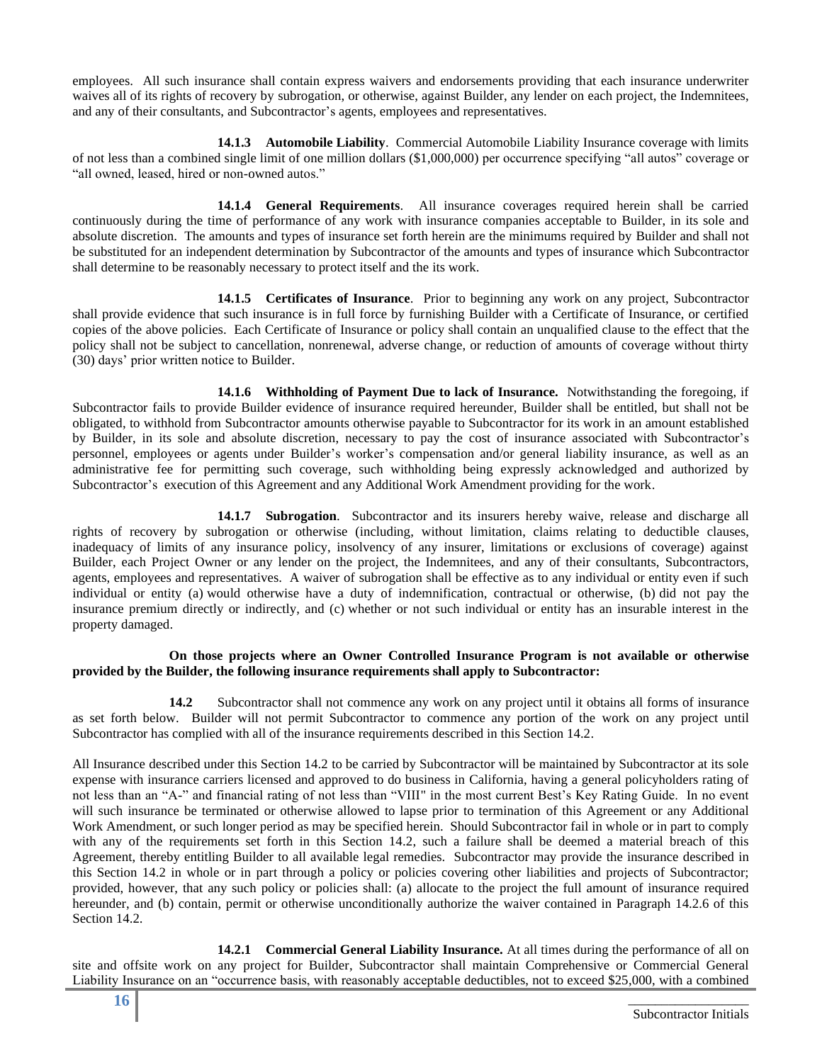employees. All such insurance shall contain express waivers and endorsements providing that each insurance underwriter waives all of its rights of recovery by subrogation, or otherwise, against Builder, any lender on each project, the Indemnitees, and any of their consultants, and Subcontractor's agents, employees and representatives.

**14.1.3 Automobile Liability**. Commercial Automobile Liability Insurance coverage with limits of not less than a combined single limit of one million dollars ($1,000,000) per occurrence specifying "all autos" coverage or "all owned, leased, hired or non-owned autos."

**14.1.4 General Requirements**. All insurance coverages required herein shall be carried continuously during the time of performance of any work with insurance companies acceptable to Builder, in its sole and absolute discretion. The amounts and types of insurance set forth herein are the minimums required by Builder and shall not be substituted for an independent determination by Subcontractor of the amounts and types of insurance which Subcontractor shall determine to be reasonably necessary to protect itself and the its work.

**14.1.5 Certificates of Insurance**. Prior to beginning any work on any project, Subcontractor shall provide evidence that such insurance is in full force by furnishing Builder with a Certificate of Insurance, or certified copies of the above policies. Each Certificate of Insurance or policy shall contain an unqualified clause to the effect that the policy shall not be subject to cancellation, nonrenewal, adverse change, or reduction of amounts of coverage without thirty (30) days' prior written notice to Builder.

**14.1.6 Withholding of Payment Due to lack of Insurance.** Notwithstanding the foregoing, if Subcontractor fails to provide Builder evidence of insurance required hereunder, Builder shall be entitled, but shall not be obligated, to withhold from Subcontractor amounts otherwise payable to Subcontractor for its work in an amount established by Builder, in its sole and absolute discretion, necessary to pay the cost of insurance associated with Subcontractor's personnel, employees or agents under Builder's worker's compensation and/or general liability insurance, as well as an administrative fee for permitting such coverage, such withholding being expressly acknowledged and authorized by Subcontractor's execution of this Agreement and any Additional Work Amendment providing for the work.

**14.1.7 Subrogation**. Subcontractor and its insurers hereby waive, release and discharge all rights of recovery by subrogation or otherwise (including, without limitation, claims relating to deductible clauses, inadequacy of limits of any insurance policy, insolvency of any insurer, limitations or exclusions of coverage) against Builder, each Project Owner or any lender on the project, the Indemnitees, and any of their consultants, Subcontractors, agents, employees and representatives. A waiver of subrogation shall be effective as to any individual or entity even if such individual or entity (a) would otherwise have a duty of indemnification, contractual or otherwise, (b) did not pay the insurance premium directly or indirectly, and (c) whether or not such individual or entity has an insurable interest in the property damaged.

**On those projects where an Owner Controlled Insurance Program is not available or otherwise provided by the Builder, the following insurance requirements shall apply to Subcontractor:**

**14.2** Subcontractor shall not commence any work on any project until it obtains all forms of insurance as set forth below. Builder will not permit Subcontractor to commence any portion of the work on any project until Subcontractor has complied with all of the insurance requirements described in this Section 14.2.

All Insurance described under this Section 14.2 to be carried by Subcontractor will be maintained by Subcontractor at its sole expense with insurance carriers licensed and approved to do business in California, having a general policyholders rating of not less than an "A-" and financial rating of not less than "VIII" in the most current Best's Key Rating Guide. In no event will such insurance be terminated or otherwise allowed to lapse prior to termination of this Agreement or any Additional Work Amendment, or such longer period as may be specified herein. Should Subcontractor fail in whole or in part to comply with any of the requirements set forth in this Section 14.2, such a failure shall be deemed a material breach of this Agreement, thereby entitling Builder to all available legal remedies. Subcontractor may provide the insurance described in this Section 14.2 in whole or in part through a policy or policies covering other liabilities and projects of Subcontractor; provided, however, that any such policy or policies shall: (a) allocate to the project the full amount of insurance required hereunder, and (b) contain, permit or otherwise unconditionally authorize the waiver contained in Paragraph 14.2.6 of this Section 14.2.

**14.2.1 Commercial General Liability Insurance.** At all times during the performance of all on site and offsite work on any project for Builder, Subcontractor shall maintain Comprehensive or Commercial General Liability Insurance on an "occurrence basis, with reasonably acceptable deductibles, not to exceed $25,000, with a combined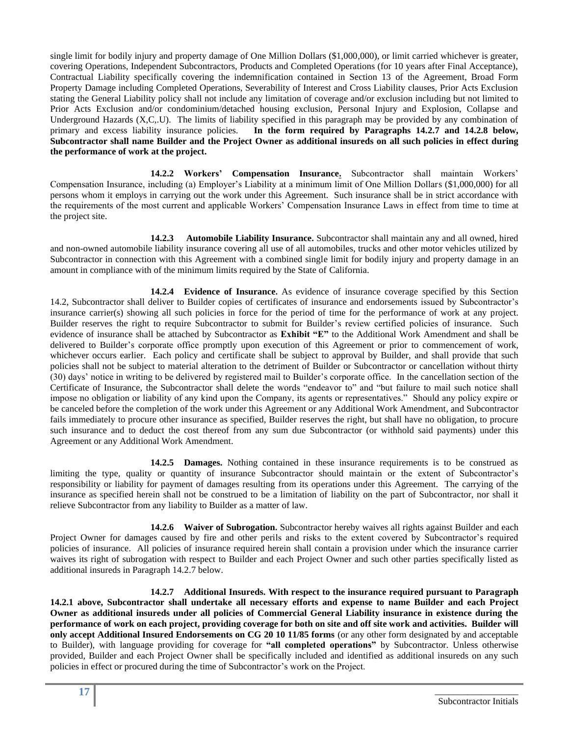single limit for bodily injury and property damage of One Million Dollars ($1,000,000), or limit carried whichever is greater, covering Operations, Independent Subcontractors, Products and Completed Operations (for 10 years after Final Acceptance), Contractual Liability specifically covering the indemnification contained in Section 13 of the Agreement, Broad Form Property Damage including Completed Operations, Severability of Interest and Cross Liability clauses, Prior Acts Exclusion stating the General Liability policy shall not include any limitation of coverage and/or exclusion including but not limited to Prior Acts Exclusion and/or condominium/detached housing exclusion, Personal Injury and Explosion, Collapse and Underground Hazards (X,C,.U). The limits of liability specified in this paragraph may be provided by any combination of primary and excess liability insurance policies. **In the form required by Paragraphs 14.2.7 and 14.2.8 below, Subcontractor shall name Builder and the Project Owner as additional insureds on all such policies in effect during the performance of work at the project.**

**14.2.2 Workers' Compensation Insurance.** Subcontractor shall maintain Workers' Compensation Insurance, including (a) Employer's Liability at a minimum limit of One Million Dollars ($1,000,000) for all persons whom it employs in carrying out the work under this Agreement. Such insurance shall be in strict accordance with the requirements of the most current and applicable Workers' Compensation Insurance Laws in effect from time to time at the project site.

**14.2.3 Automobile Liability Insurance.** Subcontractor shall maintain any and all owned, hired and non-owned automobile liability insurance covering all use of all automobiles, trucks and other motor vehicles utilized by Subcontractor in connection with this Agreement with a combined single limit for bodily injury and property damage in an amount in compliance with of the minimum limits required by the State of California.

**14.2.4 Evidence of Insurance.** As evidence of insurance coverage specified by this Section 14.2, Subcontractor shall deliver to Builder copies of certificates of insurance and endorsements issued by Subcontractor's insurance carrier(s) showing all such policies in force for the period of time for the performance of work at any project. Builder reserves the right to require Subcontractor to submit for Builder's review certified policies of insurance. Such evidence of insurance shall be attached by Subcontractor as **Exhibit "E"** to the Additional Work Amendment and shall be delivered to Builder's corporate office promptly upon execution of this Agreement or prior to commencement of work, whichever occurs earlier. Each policy and certificate shall be subject to approval by Builder, and shall provide that such policies shall not be subject to material alteration to the detriment of Builder or Subcontractor or cancellation without thirty (30) days' notice in writing to be delivered by registered mail to Builder's corporate office. In the cancellation section of the Certificate of Insurance, the Subcontractor shall delete the words "endeavor to" and "but failure to mail such notice shall impose no obligation or liability of any kind upon the Company, its agents or representatives." Should any policy expire or be canceled before the completion of the work under this Agreement or any Additional Work Amendment, and Subcontractor fails immediately to procure other insurance as specified, Builder reserves the right, but shall have no obligation, to procure such insurance and to deduct the cost thereof from any sum due Subcontractor (or withhold said payments) under this Agreement or any Additional Work Amendment.

**14.2.5 Damages.** Nothing contained in these insurance requirements is to be construed as limiting the type, quality or quantity of insurance Subcontractor should maintain or the extent of Subcontractor's responsibility or liability for payment of damages resulting from its operations under this Agreement. The carrying of the insurance as specified herein shall not be construed to be a limitation of liability on the part of Subcontractor, nor shall it relieve Subcontractor from any liability to Builder as a matter of law.

**14.2.6 Waiver of Subrogation.** Subcontractor hereby waives all rights against Builder and each Project Owner for damages caused by fire and other perils and risks to the extent covered by Subcontractor's required policies of insurance. All policies of insurance required herein shall contain a provision under which the insurance carrier waives its right of subrogation with respect to Builder and each Project Owner and such other parties specifically listed as additional insureds in Paragraph 14.2.7 below.

**14.2.7 Additional Insureds. With respect to the insurance required pursuant to Paragraph 14.2.1 above, Subcontractor shall undertake all necessary efforts and expense to name Builder and each Project Owner as additional insureds under all policies of Commercial General Liability insurance in existence during the performance of work on each project, providing coverage for both on site and off site work and activities. Builder will only accept Additional Insured Endorsements on CG 20 10 11/85 forms** (or any other form designated by and acceptable to Builder), with language providing for coverage for **"all completed operations"** by Subcontractor. Unless otherwise provided, Builder and each Project Owner shall be specifically included and identified as additional insureds on any such policies in effect or procured during the time of Subcontractor's work on the Project.

_______________
Subcontractor Initials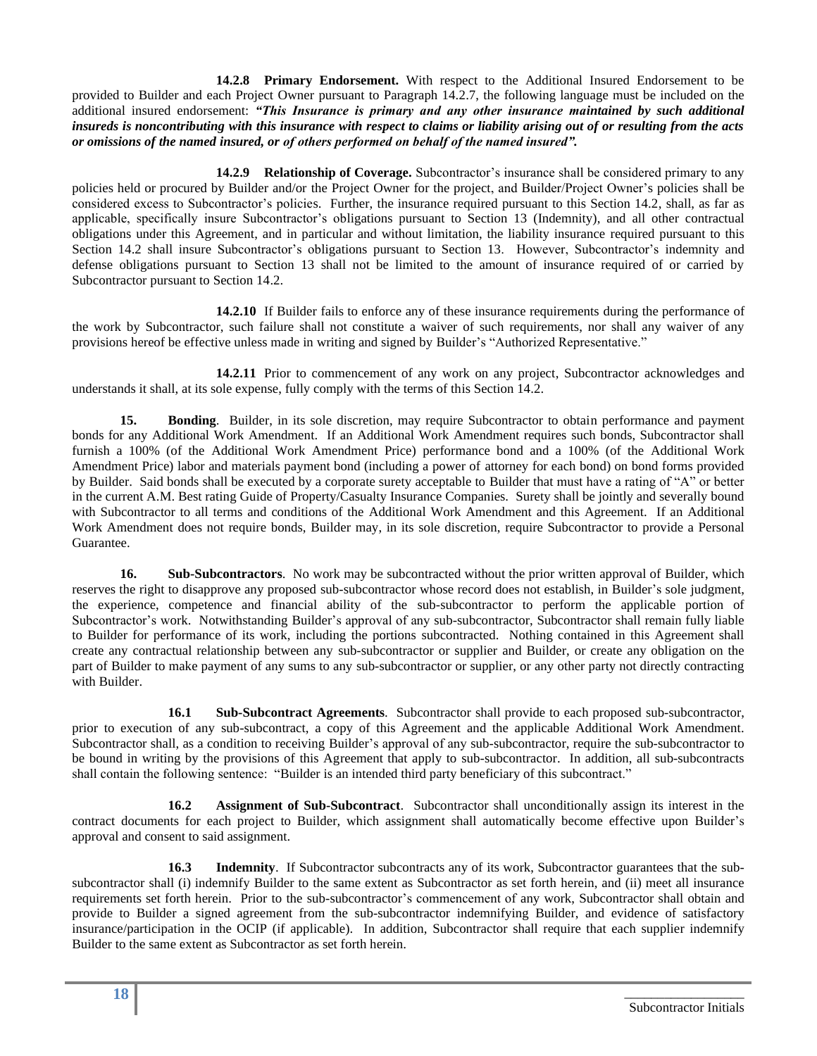**14.2.8 Primary Endorsement.** With respect to the Additional Insured Endorsement to be provided to Builder and each Project Owner pursuant to Paragraph 14.2.7, the following language must be included on the additional insured endorsement: ***"This Insurance is primary and any other insurance maintained by such additional insureds is noncontributing with this insurance with respect to claims or liability arising out of or resulting from the acts or omissions of the named insured, or of others performed on behalf of the named insured".***

**14.2.9 Relationship of Coverage.** Subcontractor's insurance shall be considered primary to any policies held or procured by Builder and/or the Project Owner for the project, and Builder/Project Owner's policies shall be considered excess to Subcontractor's policies. Further, the insurance required pursuant to this Section 14.2, shall, as far as applicable, specifically insure Subcontractor's obligations pursuant to Section 13 (Indemnity), and all other contractual obligations under this Agreement, and in particular and without limitation, the liability insurance required pursuant to this Section 14.2 shall insure Subcontractor's obligations pursuant to Section 13. However, Subcontractor's indemnity and defense obligations pursuant to Section 13 shall not be limited to the amount of insurance required of or carried by Subcontractor pursuant to Section 14.2.

**14.2.10** If Builder fails to enforce any of these insurance requirements during the performance of the work by Subcontractor, such failure shall not constitute a waiver of such requirements, nor shall any waiver of any provisions hereof be effective unless made in writing and signed by Builder's "Authorized Representative."

**14.2.11** Prior to commencement of any work on any project, Subcontractor acknowledges and understands it shall, at its sole expense, fully comply with the terms of this Section 14.2.

**15. Bonding**. Builder, in its sole discretion, may require Subcontractor to obtain performance and payment bonds for any Additional Work Amendment. If an Additional Work Amendment requires such bonds, Subcontractor shall furnish a 100% (of the Additional Work Amendment Price) performance bond and a 100% (of the Additional Work Amendment Price) labor and materials payment bond (including a power of attorney for each bond) on bond forms provided by Builder. Said bonds shall be executed by a corporate surety acceptable to Builder that must have a rating of "A" or better in the current A.M. Best rating Guide of Property/Casualty Insurance Companies. Surety shall be jointly and severally bound with Subcontractor to all terms and conditions of the Additional Work Amendment and this Agreement. If an Additional Work Amendment does not require bonds, Builder may, in its sole discretion, require Subcontractor to provide a Personal Guarantee.

**16. Sub-Subcontractors**. No work may be subcontracted without the prior written approval of Builder, which reserves the right to disapprove any proposed sub-subcontractor whose record does not establish, in Builder's sole judgment, the experience, competence and financial ability of the sub-subcontractor to perform the applicable portion of Subcontractor's work. Notwithstanding Builder's approval of any sub-subcontractor, Subcontractor shall remain fully liable to Builder for performance of its work, including the portions subcontracted. Nothing contained in this Agreement shall create any contractual relationship between any sub-subcontractor or supplier and Builder, or create any obligation on the part of Builder to make payment of any sums to any sub-subcontractor or supplier, or any other party not directly contracting with Builder.

**16.1 Sub-Subcontract Agreements**. Subcontractor shall provide to each proposed sub-subcontractor, prior to execution of any sub-subcontract, a copy of this Agreement and the applicable Additional Work Amendment. Subcontractor shall, as a condition to receiving Builder's approval of any sub-subcontractor, require the sub-subcontractor to be bound in writing by the provisions of this Agreement that apply to sub-subcontractor. In addition, all sub-subcontracts shall contain the following sentence: "Builder is an intended third party beneficiary of this subcontract."

**16.2 Assignment of Sub-Subcontract**. Subcontractor shall unconditionally assign its interest in the contract documents for each project to Builder, which assignment shall automatically become effective upon Builder's approval and consent to said assignment.

**16.3 Indemnity**. If Subcontractor subcontracts any of its work, Subcontractor guarantees that the sub-subcontractor shall (i) indemnify Builder to the same extent as Subcontractor as set forth herein, and (ii) meet all insurance requirements set forth herein. Prior to the sub-subcontractor's commencement of any work, Subcontractor shall obtain and provide to Builder a signed agreement from the sub-subcontractor indemnifying Builder, and evidence of satisfactory insurance/participation in the OCIP (if applicable). In addition, Subcontractor shall require that each supplier indemnify Builder to the same extent as Subcontractor as set forth herein.

\_\_\_\_\_\_\_\_\_\_\_\_\_\_\_\_
Subcontractor Initials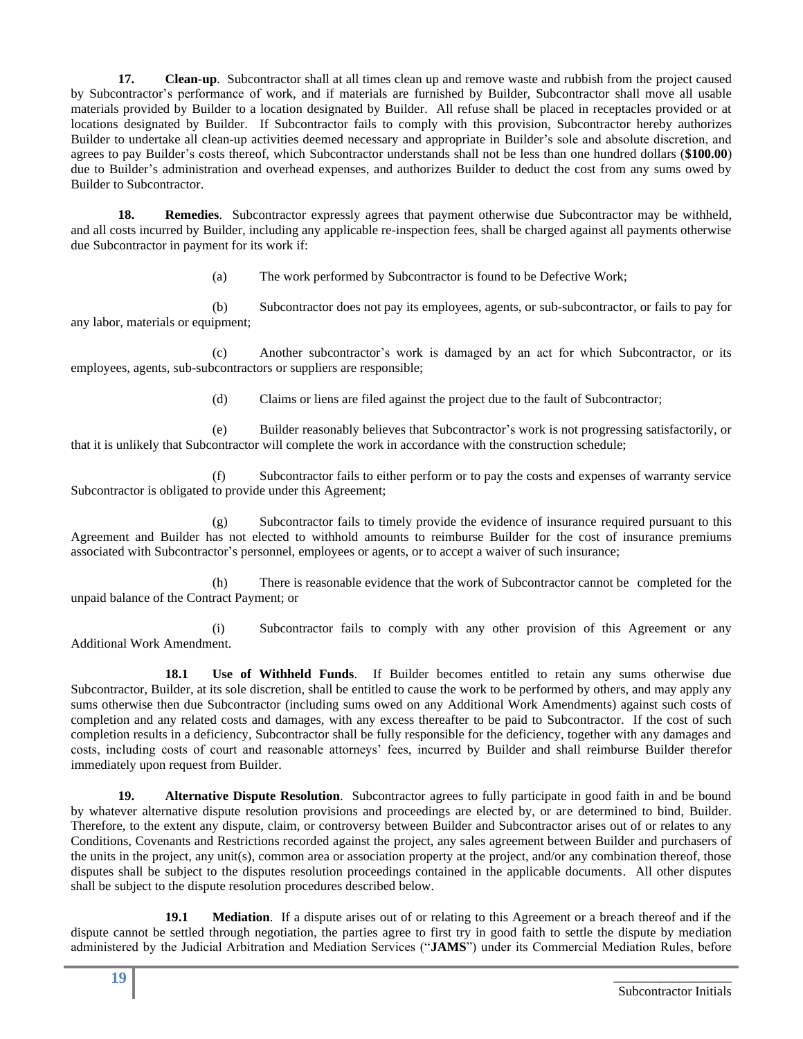**17. Clean-up**. Subcontractor shall at all times clean up and remove waste and rubbish from the project caused by Subcontractor's performance of work, and if materials are furnished by Builder, Subcontractor shall move all usable materials provided by Builder to a location designated by Builder. All refuse shall be placed in receptacles provided or at locations designated by Builder. If Subcontractor fails to comply with this provision, Subcontractor hereby authorizes Builder to undertake all clean-up activities deemed necessary and appropriate in Builder's sole and absolute discretion, and agrees to pay Builder's costs thereof, which Subcontractor understands shall not be less than one hundred dollars (**$100.00**) due to Builder's administration and overhead expenses, and authorizes Builder to deduct the cost from any sums owed by Builder to Subcontractor.

**18. Remedies**. Subcontractor expressly agrees that payment otherwise due Subcontractor may be withheld, and all costs incurred by Builder, including any applicable re-inspection fees, shall be charged against all payments otherwise due Subcontractor in payment for its work if:

(a) The work performed by Subcontractor is found to be Defective Work;

(b) Subcontractor does not pay its employees, agents, or sub-subcontractor, or fails to pay for any labor, materials or equipment;

(c) Another subcontractor's work is damaged by an act for which Subcontractor, or its employees, agents, sub-subcontractors or suppliers are responsible;

(d) Claims or liens are filed against the project due to the fault of Subcontractor;

(e) Builder reasonably believes that Subcontractor's work is not progressing satisfactorily, or that it is unlikely that Subcontractor will complete the work in accordance with the construction schedule;

(f) Subcontractor fails to either perform or to pay the costs and expenses of warranty service Subcontractor is obligated to provide under this Agreement;

(g) Subcontractor fails to timely provide the evidence of insurance required pursuant to this Agreement and Builder has not elected to withhold amounts to reimburse Builder for the cost of insurance premiums associated with Subcontractor's personnel, employees or agents, or to accept a waiver of such insurance;

(h) There is reasonable evidence that the work of Subcontractor cannot be completed for the unpaid balance of the Contract Payment; or

(i) Subcontractor fails to comply with any other provision of this Agreement or any Additional Work Amendment.

**18.1 Use of Withheld Funds**. If Builder becomes entitled to retain any sums otherwise due Subcontractor, Builder, at its sole discretion, shall be entitled to cause the work to be performed by others, and may apply any sums otherwise then due Subcontractor (including sums owed on any Additional Work Amendments) against such costs of completion and any related costs and damages, with any excess thereafter to be paid to Subcontractor. If the cost of such completion results in a deficiency, Subcontractor shall be fully responsible for the deficiency, together with any damages and costs, including costs of court and reasonable attorneys' fees, incurred by Builder and shall reimburse Builder therefor immediately upon request from Builder.

**19. Alternative Dispute Resolution**. Subcontractor agrees to fully participate in good faith in and be bound by whatever alternative dispute resolution provisions and proceedings are elected by, or are determined to bind, Builder. Therefore, to the extent any dispute, claim, or controversy between Builder and Subcontractor arises out of or relates to any Conditions, Covenants and Restrictions recorded against the project, any sales agreement between Builder and purchasers of the units in the project, any unit(s), common area or association property at the project, and/or any combination thereof, those disputes shall be subject to the disputes resolution proceedings contained in the applicable documents. All other disputes shall be subject to the dispute resolution procedures described below.

**19.1 Mediation**. If a dispute arises out of or relating to this Agreement or a breach thereof and if the dispute cannot be settled through negotiation, the parties agree to first try in good faith to settle the dispute by mediation administered by the Judicial Arbitration and Mediation Services ("**JAMS**") under its Commercial Mediation Rules, before

_______________
Subcontractor Initials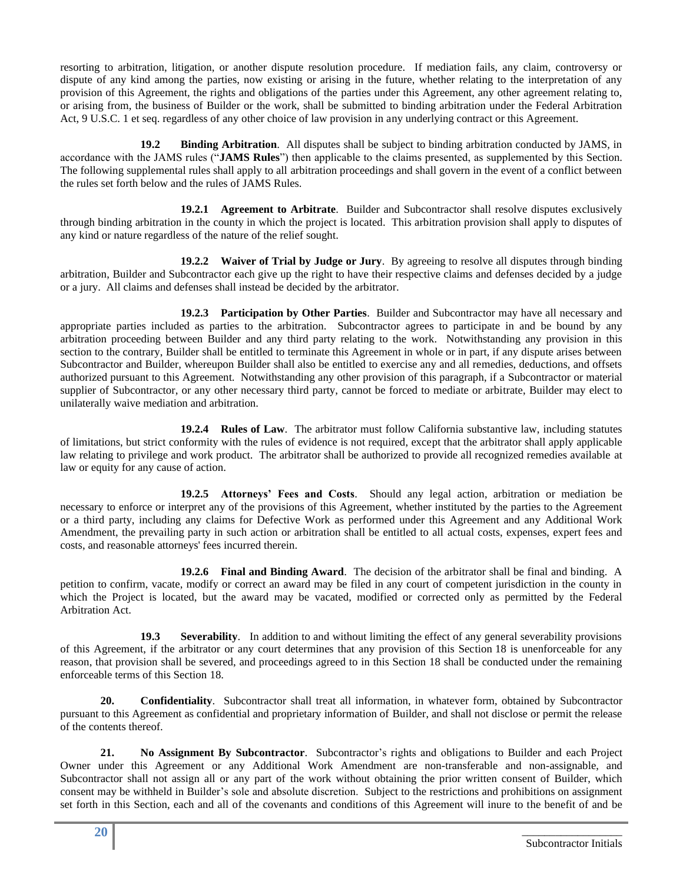resorting to arbitration, litigation, or another dispute resolution procedure. If mediation fails, any claim, controversy or dispute of any kind among the parties, now existing or arising in the future, whether relating to the interpretation of any provision of this Agreement, the rights and obligations of the parties under this Agreement, any other agreement relating to, or arising from, the business of Builder or the work, shall be submitted to binding arbitration under the Federal Arbitration Act, 9 U.S.C. 1 et seq. regardless of any other choice of law provision in any underlying contract or this Agreement.

**19.2 Binding Arbitration**. All disputes shall be subject to binding arbitration conducted by JAMS, in accordance with the JAMS rules ("**JAMS Rules**") then applicable to the claims presented, as supplemented by this Section. The following supplemental rules shall apply to all arbitration proceedings and shall govern in the event of a conflict between the rules set forth below and the rules of JAMS Rules.

**19.2.1 Agreement to Arbitrate**. Builder and Subcontractor shall resolve disputes exclusively through binding arbitration in the county in which the project is located. This arbitration provision shall apply to disputes of any kind or nature regardless of the nature of the relief sought.

**19.2.2 Waiver of Trial by Judge or Jury**. By agreeing to resolve all disputes through binding arbitration, Builder and Subcontractor each give up the right to have their respective claims and defenses decided by a judge or a jury. All claims and defenses shall instead be decided by the arbitrator.

**19.2.3 Participation by Other Parties**. Builder and Subcontractor may have all necessary and appropriate parties included as parties to the arbitration. Subcontractor agrees to participate in and be bound by any arbitration proceeding between Builder and any third party relating to the work. Notwithstanding any provision in this section to the contrary, Builder shall be entitled to terminate this Agreement in whole or in part, if any dispute arises between Subcontractor and Builder, whereupon Builder shall also be entitled to exercise any and all remedies, deductions, and offsets authorized pursuant to this Agreement. Notwithstanding any other provision of this paragraph, if a Subcontractor or material supplier of Subcontractor, or any other necessary third party, cannot be forced to mediate or arbitrate, Builder may elect to unilaterally waive mediation and arbitration.

**19.2.4 Rules of Law**. The arbitrator must follow California substantive law, including statutes of limitations, but strict conformity with the rules of evidence is not required, except that the arbitrator shall apply applicable law relating to privilege and work product. The arbitrator shall be authorized to provide all recognized remedies available at law or equity for any cause of action.

**19.2.5 Attorneys' Fees and Costs**. Should any legal action, arbitration or mediation be necessary to enforce or interpret any of the provisions of this Agreement, whether instituted by the parties to the Agreement or a third party, including any claims for Defective Work as performed under this Agreement and any Additional Work Amendment, the prevailing party in such action or arbitration shall be entitled to all actual costs, expenses, expert fees and costs, and reasonable attorneys' fees incurred therein.

**19.2.6 Final and Binding Award**. The decision of the arbitrator shall be final and binding. A petition to confirm, vacate, modify or correct an award may be filed in any court of competent jurisdiction in the county in which the Project is located, but the award may be vacated, modified or corrected only as permitted by the Federal Arbitration Act.

**19.3 Severability**. In addition to and without limiting the effect of any general severability provisions of this Agreement, if the arbitrator or any court determines that any provision of this Section 18 is unenforceable for any reason, that provision shall be severed, and proceedings agreed to in this Section 18 shall be conducted under the remaining enforceable terms of this Section 18.

**20. Confidentiality**. Subcontractor shall treat all information, in whatever form, obtained by Subcontractor pursuant to this Agreement as confidential and proprietary information of Builder, and shall not disclose or permit the release of the contents thereof.

**21. No Assignment By Subcontractor**. Subcontractor's rights and obligations to Builder and each Project Owner under this Agreement or any Additional Work Amendment are non-transferable and non-assignable, and Subcontractor shall not assign all or any part of the work without obtaining the prior written consent of Builder, which consent may be withheld in Builder's sole and absolute discretion. Subject to the restrictions and prohibitions on assignment set forth in this Section, each and all of the covenants and conditions of this Agreement will inure to the benefit of and be

\_\_\_\_\_\_\_\_\_\_\_\_\_\_\_\_
Subcontractor Initials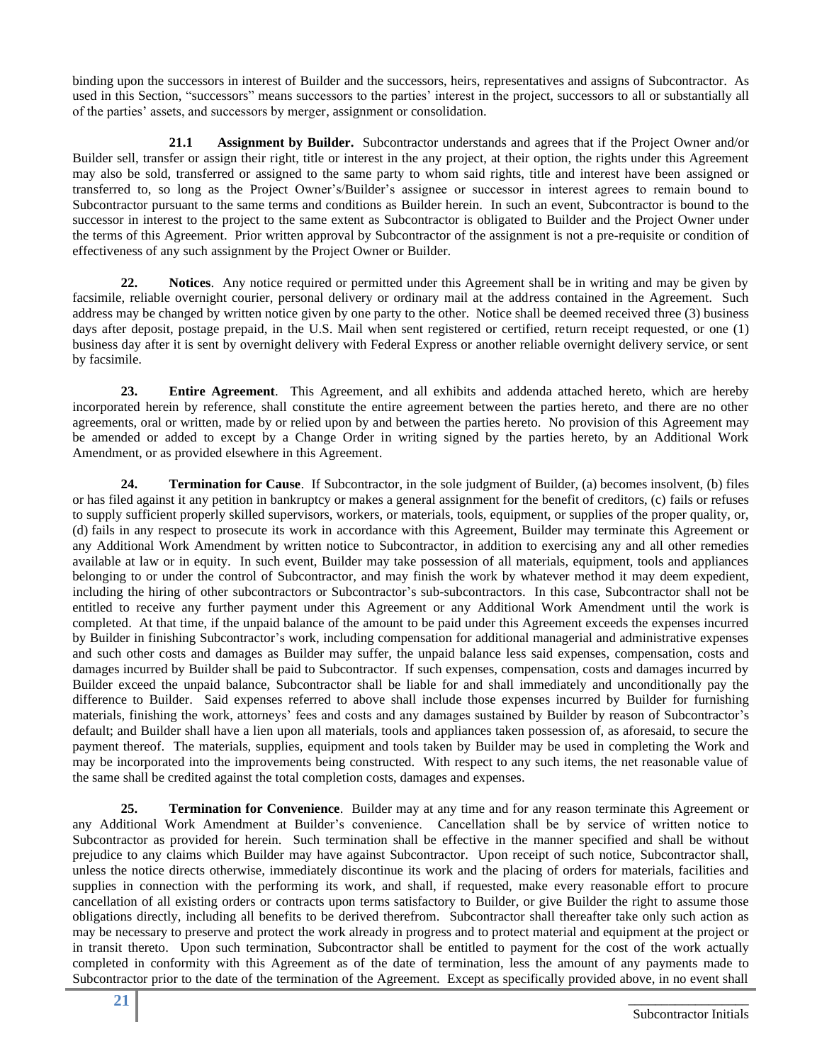binding upon the successors in interest of Builder and the successors, heirs, representatives and assigns of Subcontractor. As used in this Section, "successors" means successors to the parties' interest in the project, successors to all or substantially all of the parties' assets, and successors by merger, assignment or consolidation.

**21.1 Assignment by Builder.** Subcontractor understands and agrees that if the Project Owner and/or Builder sell, transfer or assign their right, title or interest in the any project, at their option, the rights under this Agreement may also be sold, transferred or assigned to the same party to whom said rights, title and interest have been assigned or transferred to, so long as the Project Owner's/Builder's assignee or successor in interest agrees to remain bound to Subcontractor pursuant to the same terms and conditions as Builder herein. In such an event, Subcontractor is bound to the successor in interest to the project to the same extent as Subcontractor is obligated to Builder and the Project Owner under the terms of this Agreement. Prior written approval by Subcontractor of the assignment is not a pre-requisite or condition of effectiveness of any such assignment by the Project Owner or Builder.

**22. Notices**. Any notice required or permitted under this Agreement shall be in writing and may be given by facsimile, reliable overnight courier, personal delivery or ordinary mail at the address contained in the Agreement. Such address may be changed by written notice given by one party to the other. Notice shall be deemed received three (3) business days after deposit, postage prepaid, in the U.S. Mail when sent registered or certified, return receipt requested, or one (1) business day after it is sent by overnight delivery with Federal Express or another reliable overnight delivery service, or sent by facsimile.

**23. Entire Agreement**. This Agreement, and all exhibits and addenda attached hereto, which are hereby incorporated herein by reference, shall constitute the entire agreement between the parties hereto, and there are no other agreements, oral or written, made by or relied upon by and between the parties hereto. No provision of this Agreement may be amended or added to except by a Change Order in writing signed by the parties hereto, by an Additional Work Amendment, or as provided elsewhere in this Agreement.

**24. Termination for Cause**. If Subcontractor, in the sole judgment of Builder, (a) becomes insolvent, (b) files or has filed against it any petition in bankruptcy or makes a general assignment for the benefit of creditors, (c) fails or refuses to supply sufficient properly skilled supervisors, workers, or materials, tools, equipment, or supplies of the proper quality, or, (d) fails in any respect to prosecute its work in accordance with this Agreement, Builder may terminate this Agreement or any Additional Work Amendment by written notice to Subcontractor, in addition to exercising any and all other remedies available at law or in equity. In such event, Builder may take possession of all materials, equipment, tools and appliances belonging to or under the control of Subcontractor, and may finish the work by whatever method it may deem expedient, including the hiring of other subcontractors or Subcontractor's sub-subcontractors. In this case, Subcontractor shall not be entitled to receive any further payment under this Agreement or any Additional Work Amendment until the work is completed. At that time, if the unpaid balance of the amount to be paid under this Agreement exceeds the expenses incurred by Builder in finishing Subcontractor's work, including compensation for additional managerial and administrative expenses and such other costs and damages as Builder may suffer, the unpaid balance less said expenses, compensation, costs and damages incurred by Builder shall be paid to Subcontractor. If such expenses, compensation, costs and damages incurred by Builder exceed the unpaid balance, Subcontractor shall be liable for and shall immediately and unconditionally pay the difference to Builder. Said expenses referred to above shall include those expenses incurred by Builder for furnishing materials, finishing the work, attorneys' fees and costs and any damages sustained by Builder by reason of Subcontractor's default; and Builder shall have a lien upon all materials, tools and appliances taken possession of, as aforesaid, to secure the payment thereof. The materials, supplies, equipment and tools taken by Builder may be used in completing the Work and may be incorporated into the improvements being constructed. With respect to any such items, the net reasonable value of the same shall be credited against the total completion costs, damages and expenses.

**25. Termination for Convenience**. Builder may at any time and for any reason terminate this Agreement or any Additional Work Amendment at Builder's convenience. Cancellation shall be by service of written notice to Subcontractor as provided for herein. Such termination shall be effective in the manner specified and shall be without prejudice to any claims which Builder may have against Subcontractor. Upon receipt of such notice, Subcontractor shall, unless the notice directs otherwise, immediately discontinue its work and the placing of orders for materials, facilities and supplies in connection with the performing its work, and shall, if requested, make every reasonable effort to procure cancellation of all existing orders or contracts upon terms satisfactory to Builder, or give Builder the right to assume those obligations directly, including all benefits to be derived therefrom. Subcontractor shall thereafter take only such action as may be necessary to preserve and protect the work already in progress and to protect material and equipment at the project or in transit thereto. Upon such termination, Subcontractor shall be entitled to payment for the cost of the work actually completed in conformity with this Agreement as of the date of termination, less the amount of any payments made to Subcontractor prior to the date of the termination of the Agreement. Except as specifically provided above, in no event shall

_______________
Subcontractor Initials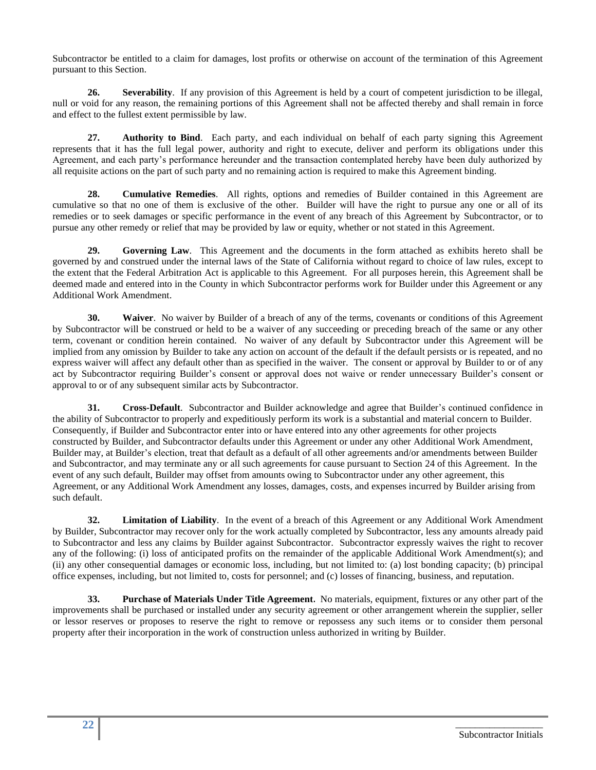Subcontractor be entitled to a claim for damages, lost profits or otherwise on account of the termination of this Agreement pursuant to this Section.

**26. Severability**. If any provision of this Agreement is held by a court of competent jurisdiction to be illegal, null or void for any reason, the remaining portions of this Agreement shall not be affected thereby and shall remain in force and effect to the fullest extent permissible by law.

**27. Authority to Bind**. Each party, and each individual on behalf of each party signing this Agreement represents that it has the full legal power, authority and right to execute, deliver and perform its obligations under this Agreement, and each party's performance hereunder and the transaction contemplated hereby have been duly authorized by all requisite actions on the part of such party and no remaining action is required to make this Agreement binding.

**28. Cumulative Remedies**. All rights, options and remedies of Builder contained in this Agreement are cumulative so that no one of them is exclusive of the other. Builder will have the right to pursue any one or all of its remedies or to seek damages or specific performance in the event of any breach of this Agreement by Subcontractor, or to pursue any other remedy or relief that may be provided by law or equity, whether or not stated in this Agreement.

**29. Governing Law**. This Agreement and the documents in the form attached as exhibits hereto shall be governed by and construed under the internal laws of the State of California without regard to choice of law rules, except to the extent that the Federal Arbitration Act is applicable to this Agreement. For all purposes herein, this Agreement shall be deemed made and entered into in the County in which Subcontractor performs work for Builder under this Agreement or any Additional Work Amendment.

**30. Waiver**. No waiver by Builder of a breach of any of the terms, covenants or conditions of this Agreement by Subcontractor will be construed or held to be a waiver of any succeeding or preceding breach of the same or any other term, covenant or condition herein contained. No waiver of any default by Subcontractor under this Agreement will be implied from any omission by Builder to take any action on account of the default if the default persists or is repeated, and no express waiver will affect any default other than as specified in the waiver. The consent or approval by Builder to or of any act by Subcontractor requiring Builder's consent or approval does not waive or render unnecessary Builder's consent or approval to or of any subsequent similar acts by Subcontractor.

**31. Cross-Default**. Subcontractor and Builder acknowledge and agree that Builder's continued confidence in the ability of Subcontractor to properly and expeditiously perform its work is a substantial and material concern to Builder. Consequently, if Builder and Subcontractor enter into or have entered into any other agreements for other projects constructed by Builder, and Subcontractor defaults under this Agreement or under any other Additional Work Amendment, Builder may, at Builder's election, treat that default as a default of all other agreements and/or amendments between Builder and Subcontractor, and may terminate any or all such agreements for cause pursuant to Section 24 of this Agreement. In the event of any such default, Builder may offset from amounts owing to Subcontractor under any other agreement, this Agreement, or any Additional Work Amendment any losses, damages, costs, and expenses incurred by Builder arising from such default.

**32. Limitation of Liability**. In the event of a breach of this Agreement or any Additional Work Amendment by Builder, Subcontractor may recover only for the work actually completed by Subcontractor, less any amounts already paid to Subcontractor and less any claims by Builder against Subcontractor. Subcontractor expressly waives the right to recover any of the following: (i) loss of anticipated profits on the remainder of the applicable Additional Work Amendment(s); and (ii) any other consequential damages or economic loss, including, but not limited to: (a) lost bonding capacity; (b) principal office expenses, including, but not limited to, costs for personnel; and (c) losses of financing, business, and reputation.

**33. Purchase of Materials Under Title Agreement**. No materials, equipment, fixtures or any other part of the improvements shall be purchased or installed under any security agreement or other arrangement wherein the supplier, seller or lessor reserves or proposes to reserve the right to remove or repossess any such items or to consider them personal property after their incorporation in the work of construction unless authorized in writing by Builder.

\_\_\_\_\_\_\_\_\_\_\_\_\_\_\_\_
Subcontractor Initials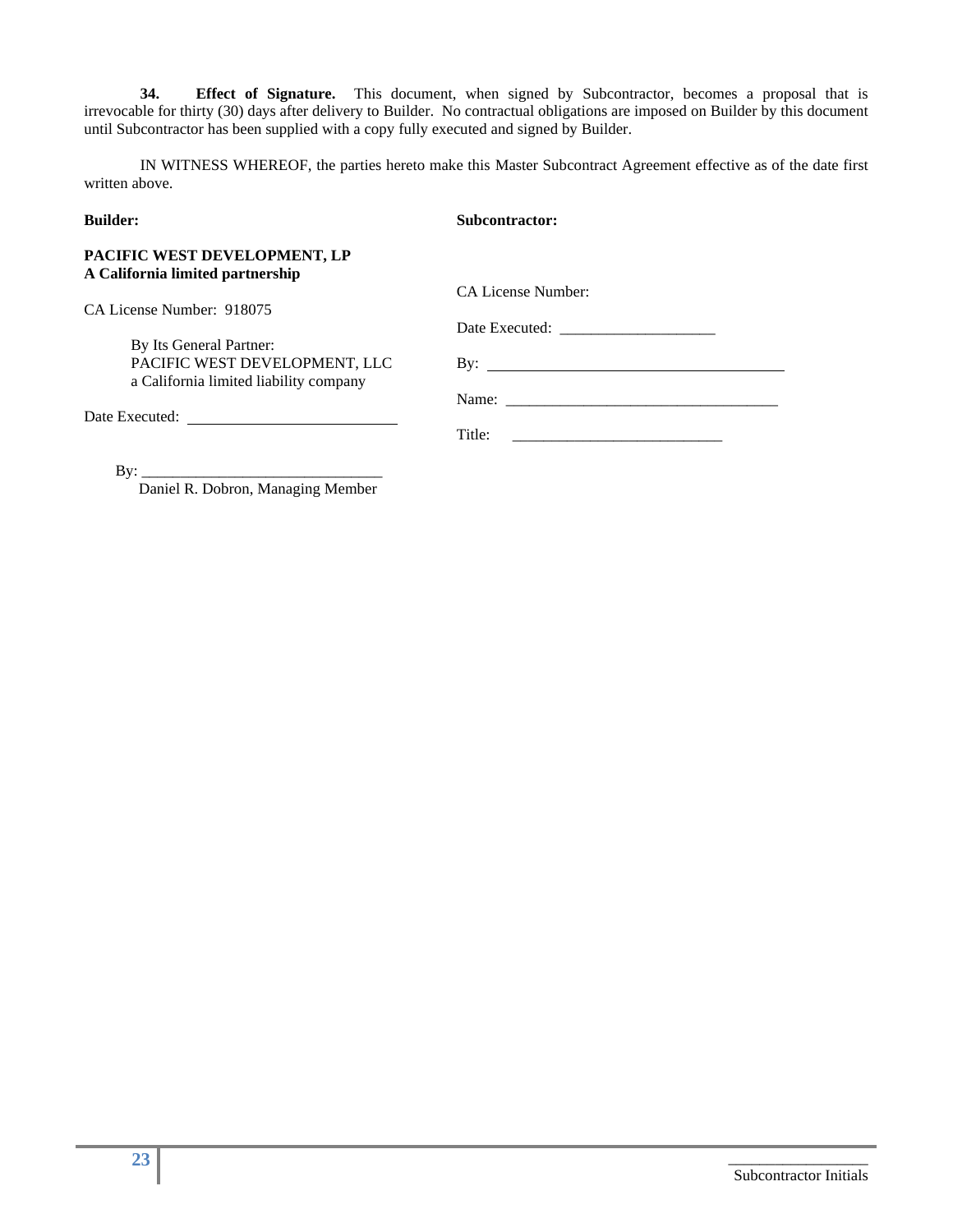**34. Effect of Signature.** This document, when signed by Subcontractor, becomes a proposal that is irrevocable for thirty (30) days after delivery to Builder. No contractual obligations are imposed on Builder by this document until Subcontractor has been supplied with a copy fully executed and signed by Builder.

IN WITNESS WHEREOF, the parties hereto make this Master Subcontract Agreement effective as of the date first written above.

**Builder:**

**PACIFIC WEST DEVELOPMENT, LP**
**A California limited partnership**

CA License Number: 918075

By Its General Partner:
PACIFIC WEST DEVELOPMENT, LLC
a California limited liability company

Date Executed: ___________________________

By: ______________________________
Daniel R. Dobron, Managing Member

**Subcontractor:**

CA License Number:

Date Executed: ____________________

By: ______________________________________

Name: ____________________________________

Title: ___________________________

_________________
Subcontractor Initials